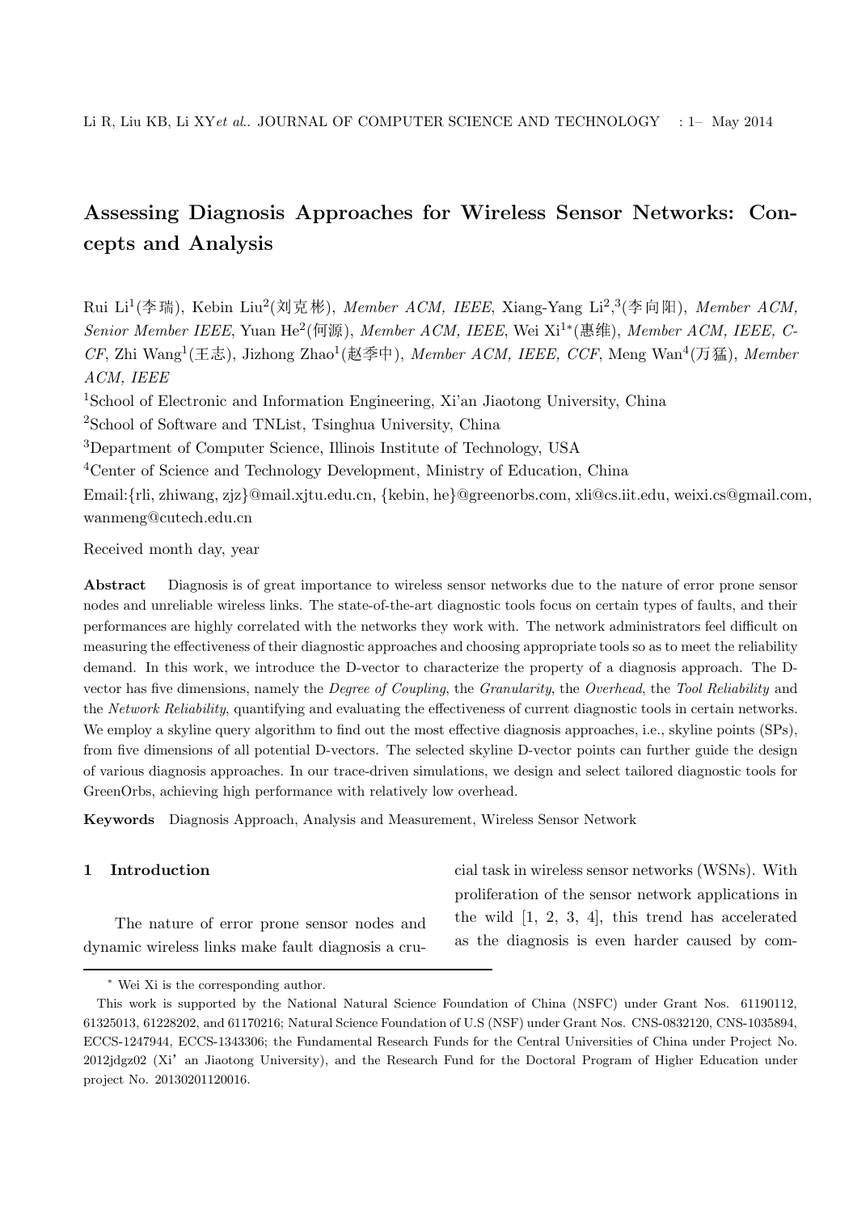# Assessing Diagnosis Approaches for Wireless Sensor Networks: Concepts and Analysis

Rui Li[1](李瑞), Kebin Liu[2](刘克彬), *Member ACM, IEEE*, Xiang-Yang Li[2,3](李向阳), *Member ACM, Senior Member IEEE*, Yuan He[2](何源), *Member ACM, IEEE*, Wei Xi[1*](惠维), *Member ACM, IEEE, CCF*, Zhi Wang[1](王志), Jizhong Zhao[1](赵季中), *Member ACM, IEEE, CCF*, Meng Wan[4](万猛), *Member ACM, IEEE*

[1]School of Electronic and Information Engineering, Xi'an Jiaotong University, China

[2]School of Software and TNList, Tsinghua University, China

[3]Department of Computer Science, Illinois Institute of Technology, USA

[4]Center of Science and Technology Development, Ministry of Education, China

Email:{rli, zhiwang, zjz}@mail.xjtu.edu.cn, {kebin, he}@greenorbs.com, xli@cs.iit.edu, weixi.cs@gmail.com, wanmeng@cutech.edu.cn

Received month day, year

**Abstract** Diagnosis is of great importance to wireless sensor networks due to the nature of error prone sensor nodes and unreliable wireless links. The state-of-the-art diagnostic tools focus on certain types of faults, and their performances are highly correlated with the networks they work with. The network administrators feel difficult on measuring the effectiveness of their diagnostic approaches and choosing appropriate tools so as to meet the reliability demand. In this work, we introduce the D-vector to characterize the property of a diagnosis approach. The D-vector has five dimensions, namely the *Degree of Coupling*, the *Granularity*, the *Overhead*, the *Tool Reliability* and the *Network Reliability*, quantifying and evaluating the effectiveness of current diagnostic tools in certain networks. We employ a skyline query algorithm to find out the most effective diagnosis approaches, i.e., skyline points (SPs), from five dimensions of all potential D-vectors. The selected skyline D-vector points can further guide the design of various diagnosis approaches. In our trace-driven simulations, we design and select tailored diagnostic tools for GreenOrbs, achieving high performance with relatively low overhead.

**Keywords** Diagnosis Approach, Analysis and Measurement, Wireless Sensor Network

## 1 Introduction

The nature of error prone sensor nodes and dynamic wireless links make fault diagnosis a crucial task in wireless sensor networks (WSNs). With proliferation of the sensor network applications in the wild [1, 2, 3, 4], this trend has accelerated as the diagnosis is even harder caused by com-

---

[*] Wei Xi is the corresponding author.

This work is supported by the National Natural Science Foundation of China (NSFC) under Grant Nos. 61190112, 61325013, 61228202, and 61170216; Natural Science Foundation of U.S (NSF) under Grant Nos. CNS-0832120, CNS-1035894, ECCS-1247944, ECCS-1343306; the Fundamental Research Funds for the Central Universities of China under Project No. 2012jdgz02 (Xi' an Jiaotong University), and the Research Fund for the Doctoral Program of Higher Education under project No. 20130201120016.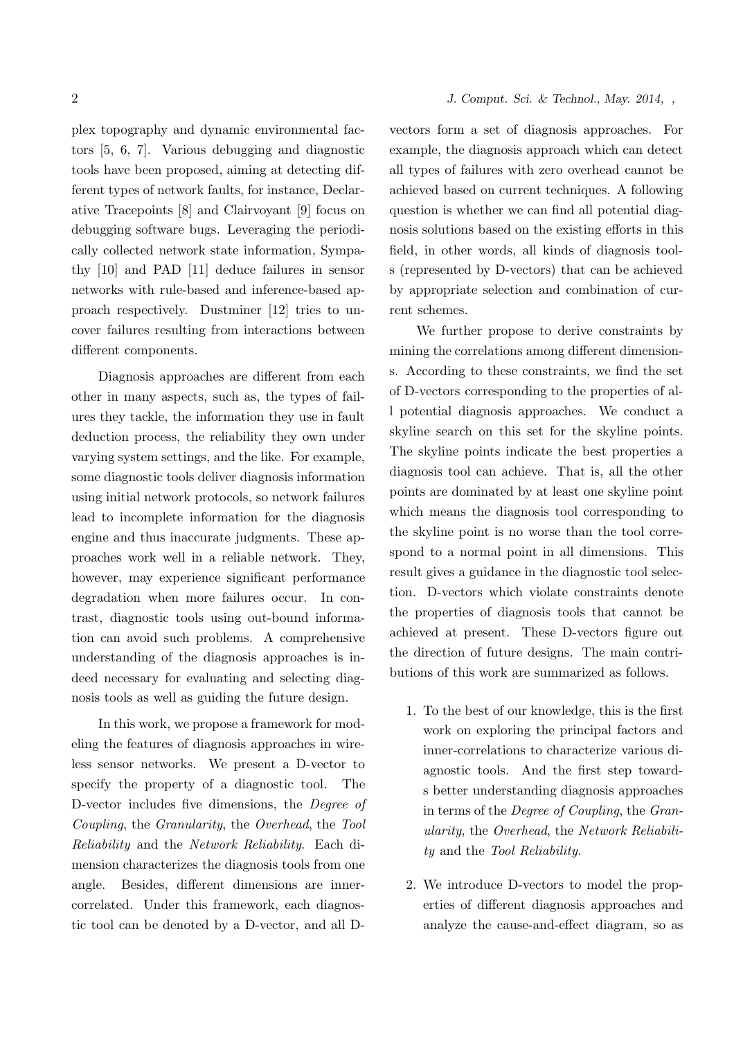plex topography and dynamic environmental factors [5, 6, 7]. Various debugging and diagnostic tools have been proposed, aiming at detecting different types of network faults, for instance, Declarative Tracepoints [8] and Clairvoyant [9] focus on debugging software bugs. Leveraging the periodically collected network state information, Sympathy [10] and PAD [11] deduce failures in sensor networks with rule-based and inference-based approach respectively. Dustminer [12] tries to uncover failures resulting from interactions between different components.

Diagnosis approaches are different from each other in many aspects, such as, the types of failures they tackle, the information they use in fault deduction process, the reliability they own under varying system settings, and the like. For example, some diagnostic tools deliver diagnosis information using initial network protocols, so network failures lead to incomplete information for the diagnosis engine and thus inaccurate judgments. These approaches work well in a reliable network. They, however, may experience significant performance degradation when more failures occur. In contrast, diagnostic tools using out-bound information can avoid such problems. A comprehensive understanding of the diagnosis approaches is indeed necessary for evaluating and selecting diagnosis tools as well as guiding the future design.

In this work, we propose a framework for modeling the features of diagnosis approaches in wireless sensor networks. We present a D-vector to specify the property of a diagnostic tool. The D-vector includes five dimensions, the *Degree of Coupling*, the *Granularity*, the *Overhead*, the *Tool Reliability* and the *Network Reliability*. Each dimension characterizes the diagnosis tools from one angle. Besides, different dimensions are inner-correlated. Under this framework, each diagnostic tool can be denoted by a D-vector, and all D-vectors form a set of diagnosis approaches. For example, the diagnosis approach which can detect all types of failures with zero overhead cannot be achieved based on current techniques. A following question is whether we can find all potential diagnosis solutions based on the existing efforts in this field, in other words, all kinds of diagnosis tools (represented by D-vectors) that can be achieved by appropriate selection and combination of current schemes.

We further propose to derive constraints by mining the correlations among different dimensions. According to these constraints, we find the set of D-vectors corresponding to the properties of all potential diagnosis approaches. We conduct a skyline search on this set for the skyline points. The skyline points indicate the best properties a diagnosis tool can achieve. That is, all the other points are dominated by at least one skyline point which means the diagnosis tool corresponding to the skyline point is no worse than the tool correspond to a normal point in all dimensions. This result gives a guidance in the diagnostic tool selection. D-vectors which violate constraints denote the properties of diagnosis tools that cannot be achieved at present. These D-vectors figure out the direction of future designs. The main contributions of this work are summarized as follows.

1. To the best of our knowledge, this is the first work on exploring the principal factors and inner-correlations to characterize various diagnostic tools. And the first step towards better understanding diagnosis approaches in terms of the *Degree of Coupling*, the *Granularity*, the *Overhead*, the *Network Reliability* and the *Tool Reliability*.

2. We introduce D-vectors to model the properties of different diagnosis approaches and analyze the cause-and-effect diagram, so as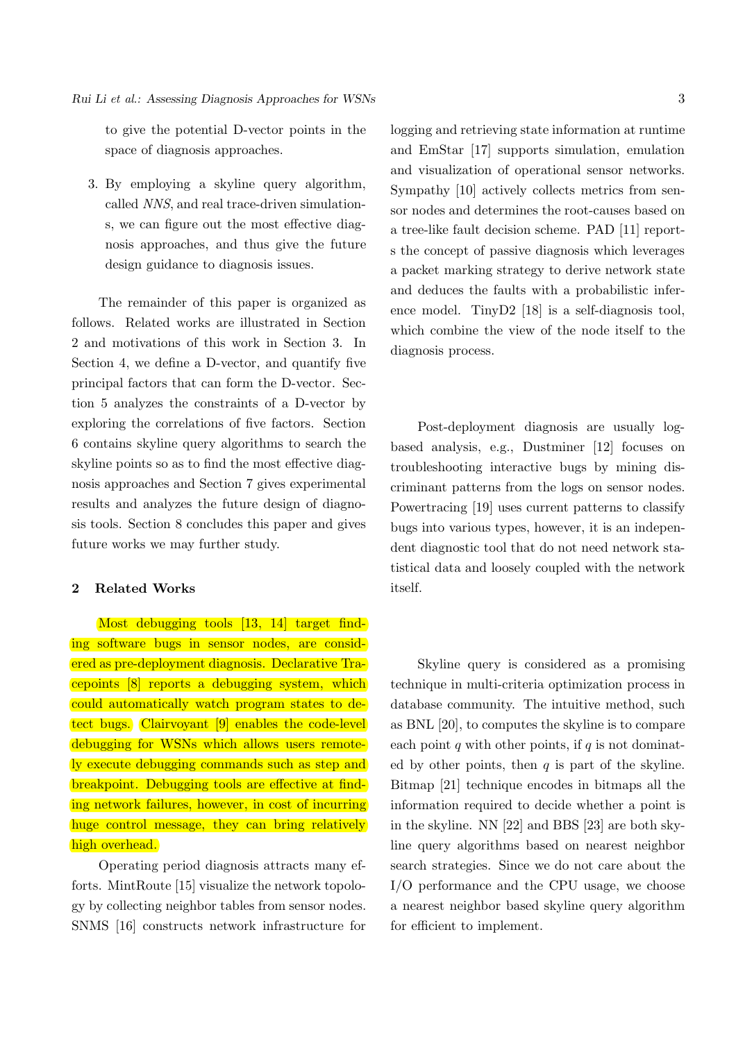to give the potential D-vector points in the space of diagnosis approaches.

3. By employing a skyline query algorithm, called *NNS*, and real trace-driven simulations, we can figure out the most effective diagnosis approaches, and thus give the future design guidance to diagnosis issues.

The remainder of this paper is organized as follows. Related works are illustrated in Section 2 and motivations of this work in Section 3. In Section 4, we define a D-vector, and quantify five principal factors that can form the D-vector. Section 5 analyzes the constraints of a D-vector by exploring the correlations of five factors. Section 6 contains skyline query algorithms to search the skyline points so as to find the most effective diagnosis approaches and Section 7 gives experimental results and analyzes the future design of diagnosis tools. Section 8 concludes this paper and gives future works we may further study.

## 2 Related Works

Most debugging tools [13, 14] target finding software bugs in sensor nodes, are considered as pre-deployment diagnosis. Declarative Tracepoints [8] reports a debugging system, which could automatically watch program states to detect bugs. Clairvoyant [9] enables the code-level debugging for WSNs which allows users remotely execute debugging commands such as step and breakpoint. Debugging tools are effective at finding network failures, however, in cost of incurring huge control message, they can bring relatively high overhead.

Operating period diagnosis attracts many efforts. MintRoute [15] visualize the network topology by collecting neighbor tables from sensor nodes. SNMS [16] constructs network infrastructure for logging and retrieving state information at runtime and EmStar [17] supports simulation, emulation and visualization of operational sensor networks. Sympathy [10] actively collects metrics from sensor nodes and determines the root-causes based on a tree-like fault decision scheme. PAD [11] reports the concept of passive diagnosis which leverages a packet marking strategy to derive network state and deduces the faults with a probabilistic inference model. TinyD2 [18] is a self-diagnosis tool, which combine the view of the node itself to the diagnosis process.

Post-deployment diagnosis are usually log-based analysis, e.g., Dustminer [12] focuses on troubleshooting interactive bugs by mining discriminant patterns from the logs on sensor nodes. Powertracing [19] uses current patterns to classify bugs into various types, however, it is an independent diagnostic tool that do not need network statistical data and loosely coupled with the network itself.

Skyline query is considered as a promising technique in multi-criteria optimization process in database community. The intuitive method, such as BNL [20], to computes the skyline is to compare each point $q$ with other points, if $q$ is not dominated by other points, then $q$ is part of the skyline. Bitmap [21] technique encodes in bitmaps all the information required to decide whether a point is in the skyline. NN [22] and BBS [23] are both skyline query algorithms based on nearest neighbor search strategies. Since we do not care about the I/O performance and the CPU usage, we choose a nearest neighbor based skyline query algorithm for efficient to implement.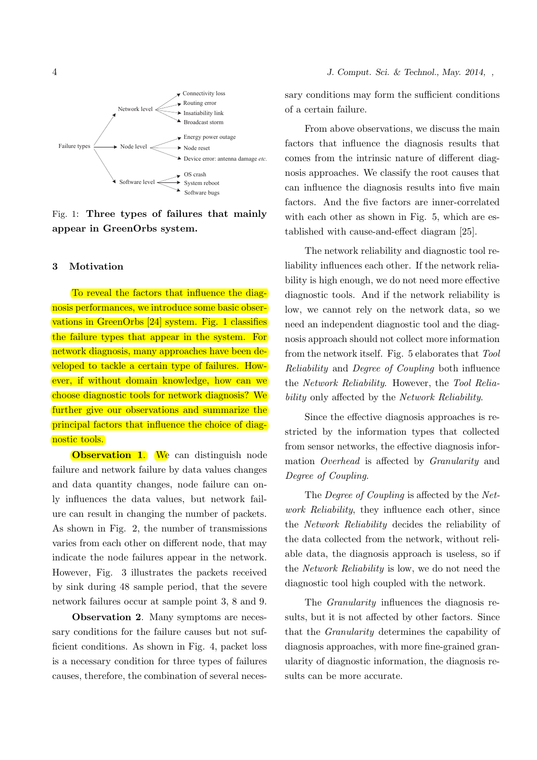Failure types → Network level: Connectivity loss, Routing error, Insatiability link, Broadcast storm

Failure types → Node level: Energy power outage, Node reset, Device error: antenna damage *etc.*

Failure types → Software level: OS crash, System reboot, Software bugs

Fig. 1: **Three types of failures that mainly appear in GreenOrbs system.**

## 3 Motivation

To reveal the factors that influence the diagnosis performances, we introduce some basic observations in GreenOrbs [24] system. Fig. 1 classifies the failure types that appear in the system. For network diagnosis, many approaches have been developed to tackle a certain type of failures. However, if without domain knowledge, how can we choose diagnostic tools for network diagnosis? We further give our observations and summarize the principal factors that influence the choice of diagnostic tools.

**Observation 1**. We can distinguish node failure and network failure by data values changes and data quantity changes, node failure can only influences the data values, but network failure can result in changing the number of packets. As shown in Fig. 2, the number of transmissions varies from each other on different node, that may indicate the node failures appear in the network. However, Fig. 3 illustrates the packets received by sink during 48 sample period, that the severe network failures occur at sample point 3, 8 and 9.

**Observation 2**. Many symptoms are necessary conditions for the failure causes but not sufficient conditions. As shown in Fig. 4, packet loss is a necessary condition for three types of failures causes, therefore, the combination of several necessary conditions may form the sufficient conditions of a certain failure.

From above observations, we discuss the main factors that influence the diagnosis results that comes from the intrinsic nature of different diagnosis approaches. We classify the root causes that can influence the diagnosis results into five main factors. And the five factors are inner-correlated with each other as shown in Fig. 5, which are established with cause-and-effect diagram [25].

The network reliability and diagnostic tool reliability influences each other. If the network reliability is high enough, we do not need more effective diagnostic tools. And if the network reliability is low, we cannot rely on the network data, so we need an independent diagnostic tool and the diagnosis approach should not collect more information from the network itself. Fig. 5 elaborates that *Tool Reliability* and *Degree of Coupling* both influence the *Network Reliability*. However, the *Tool Reliability* only affected by the *Network Reliability*.

Since the effective diagnosis approaches is restricted by the information types that collected from sensor networks, the effective diagnosis information *Overhead* is affected by *Granularity* and *Degree of Coupling*.

The *Degree of Coupling* is affected by the *Network Reliability*, they influence each other, since the *Network Reliability* decides the reliability of the data collected from the network, without reliable data, the diagnosis approach is useless, so if the *Network Reliability* is low, we do not need the diagnostic tool high coupled with the network.

The *Granularity* influences the diagnosis results, but it is not affected by other factors. Since that the *Granularity* determines the capability of diagnosis approaches, with more fine-grained granularity of diagnostic information, the diagnosis results can be more accurate.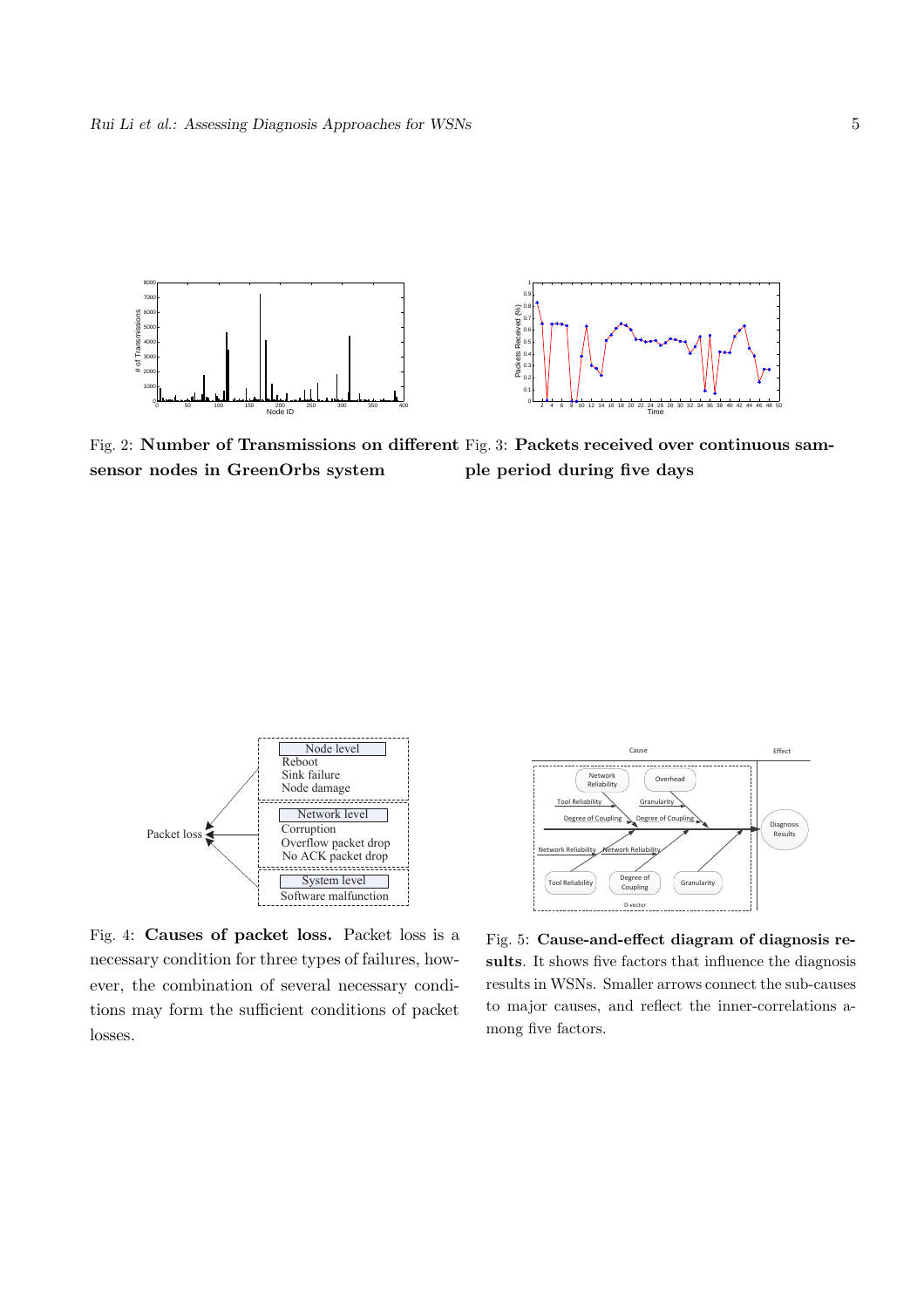Fig. 2: **Number of Transmissions on different sensor nodes in GreenOrbs system**

Fig. 3: **Packets received over continuous sample period during five days**

Fig. 4: **Causes of packet loss.** Packet loss is a necessary condition for three types of failures, however, the combination of several necessary conditions may form the sufficient conditions of packet losses.

Fig. 5: **Cause-and-effect diagram of diagnosis results**. It shows five factors that influence the diagnosis results in WSNs. Smaller arrows connect the sub-causes to major causes, and reflect the inner-correlations among five factors.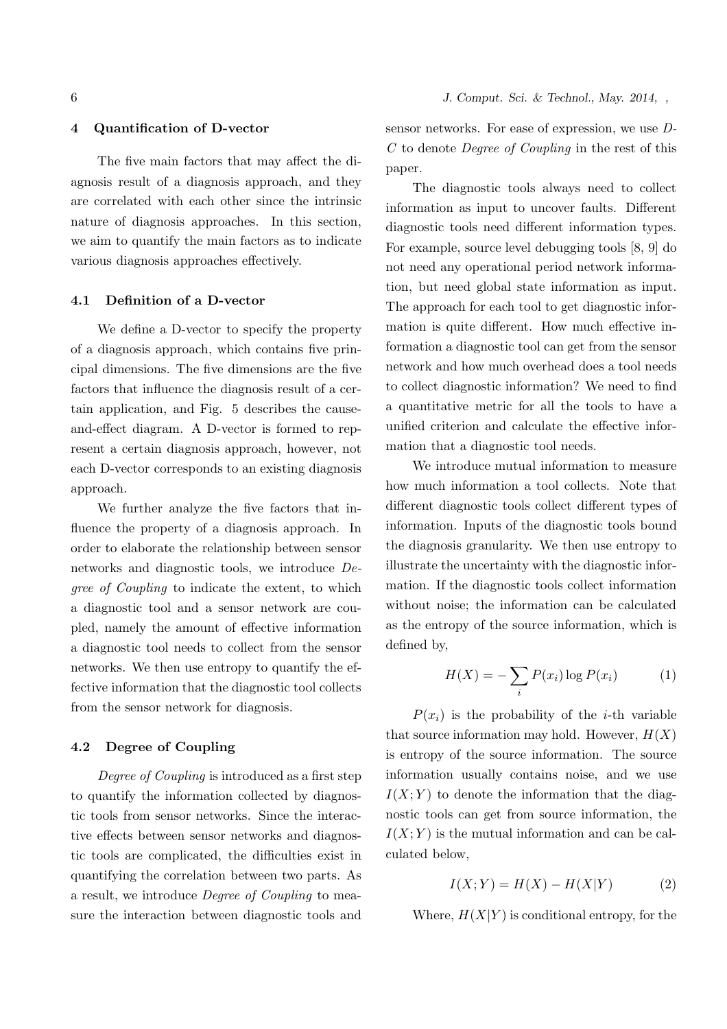## 4 Quantification of D-vector

The five main factors that may affect the diagnosis result of a diagnosis approach, and they are correlated with each other since the intrinsic nature of diagnosis approaches. In this section, we aim to quantify the main factors as to indicate various diagnosis approaches effectively.

### 4.1 Definition of a D-vector

We define a D-vector to specify the property of a diagnosis approach, which contains five principal dimensions. The five dimensions are the five factors that influence the diagnosis result of a certain application, and Fig. 5 describes the cause-and-effect diagram. A D-vector is formed to represent a certain diagnosis approach, however, not each D-vector corresponds to an existing diagnosis approach.

We further analyze the five factors that influence the property of a diagnosis approach. In order to elaborate the relationship between sensor networks and diagnostic tools, we introduce *Degree of Coupling* to indicate the extent, to which a diagnostic tool and a sensor network are coupled, namely the amount of effective information a diagnostic tool needs to collect from the sensor networks. We then use entropy to quantify the effective information that the diagnostic tool collects from the sensor network for diagnosis.

### 4.2 Degree of Coupling

*Degree of Coupling* is introduced as a first step to quantify the information collected by diagnostic tools from sensor networks. Since the interactive effects between sensor networks and diagnostic tools are complicated, the difficulties exist in quantifying the correlation between two parts. As a result, we introduce *Degree of Coupling* to measure the interaction between diagnostic tools and sensor networks. For ease of expression, we use *D-C* to denote *Degree of Coupling* in the rest of this paper.

The diagnostic tools always need to collect information as input to uncover faults. Different diagnostic tools need different information types. For example, source level debugging tools [8, 9] do not need any operational period network information, but need global state information as input. The approach for each tool to get diagnostic information is quite different. How much effective information a diagnostic tool can get from the sensor network and how much overhead does a tool needs to collect diagnostic information? We need to find a quantitative metric for all the tools to have a unified criterion and calculate the effective information that a diagnostic tool needs.

We introduce mutual information to measure how much information a tool collects. Note that different diagnostic tools collect different types of information. Inputs of the diagnostic tools bound the diagnosis granularity. We then use entropy to illustrate the uncertainty with the diagnostic information. If the diagnostic tools collect information without noise; the information can be calculated as the entropy of the source information, which is defined by,

$$H(X) = -\sum_{i} P(x_i) \log P(x_i) \tag{1}$$

$P(x_i)$ is the probability of the $i$-th variable that source information may hold. However, $H(X)$ is entropy of the source information. The source information usually contains noise, and we use $I(X;Y)$ to denote the information that the diagnostic tools can get from source information, the $I(X;Y)$ is the mutual information and can be calculated below,

$$I(X;Y) = H(X) - H(X|Y) \tag{2}$$

Where, $H(X|Y)$ is conditional entropy, for the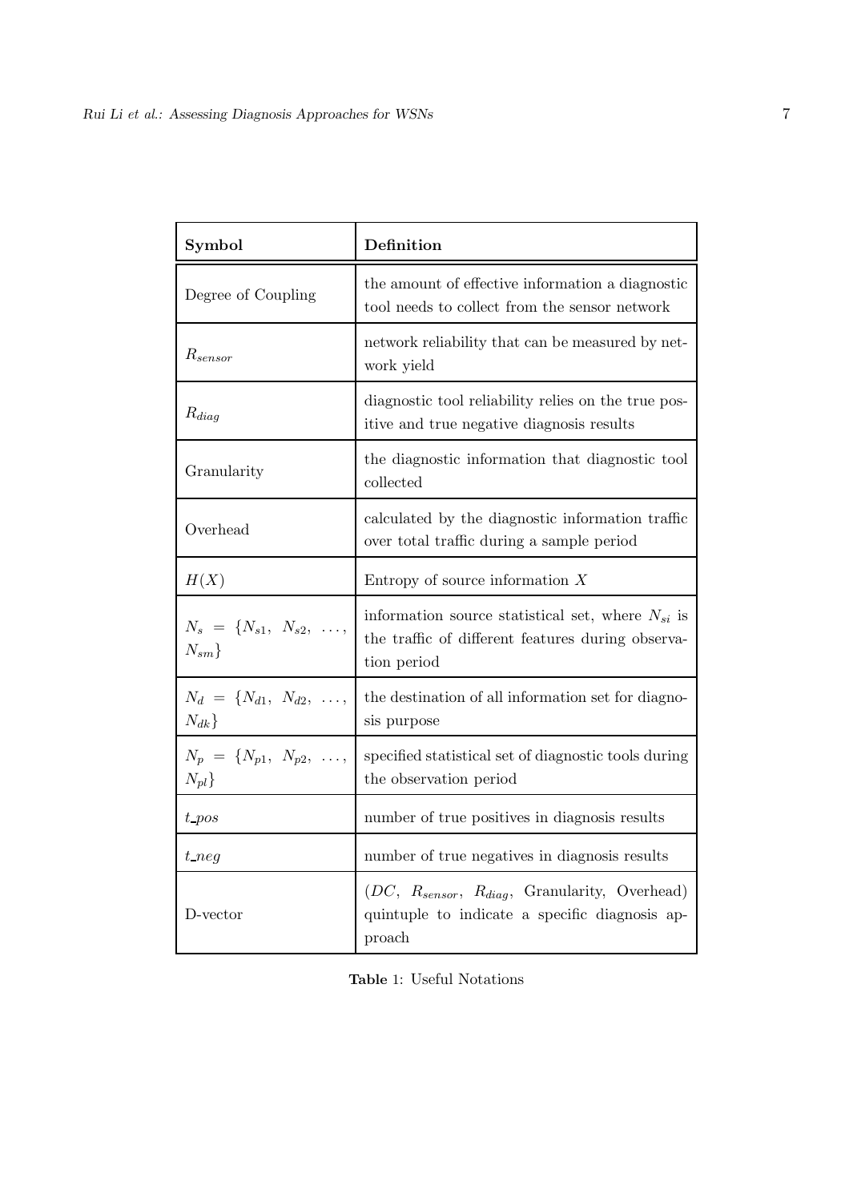| Symbol | Definition |
|---|---|
| Degree of Coupling | the amount of effective information a diagnostic tool needs to collect from the sensor network |
| $R_{sensor}$ | network reliability that can be measured by network yield |
| $R_{diag}$ | diagnostic tool reliability relies on the true positive and true negative diagnosis results |
| Granularity | the diagnostic information that diagnostic tool collected |
| Overhead | calculated by the diagnostic information traffic over total traffic during a sample period |
| $H(X)$ | Entropy of source information $X$ |
| $N_s = \{N_{s1}, N_{s2}, \ldots, N_{sm}\}$ | information source statistical set, where $N_{si}$ is the traffic of different features during observation period |
| $N_d = \{N_{d1}, N_{d2}, \ldots, N_{dk}\}$ | the destination of all information set for diagnosis purpose |
| $N_p = \{N_{p1}, N_{p2}, \ldots, N_{pl}\}$ | specified statistical set of diagnostic tools during the observation period |
| $t\_pos$ | number of true positives in diagnosis results |
| $t\_neg$ | number of true negatives in diagnosis results |
| D-vector | ($DC$, $R_{sensor}$, $R_{diag}$, Granularity, Overhead) quintuple to indicate a specific diagnosis approach |

**Table** 1: Useful Notations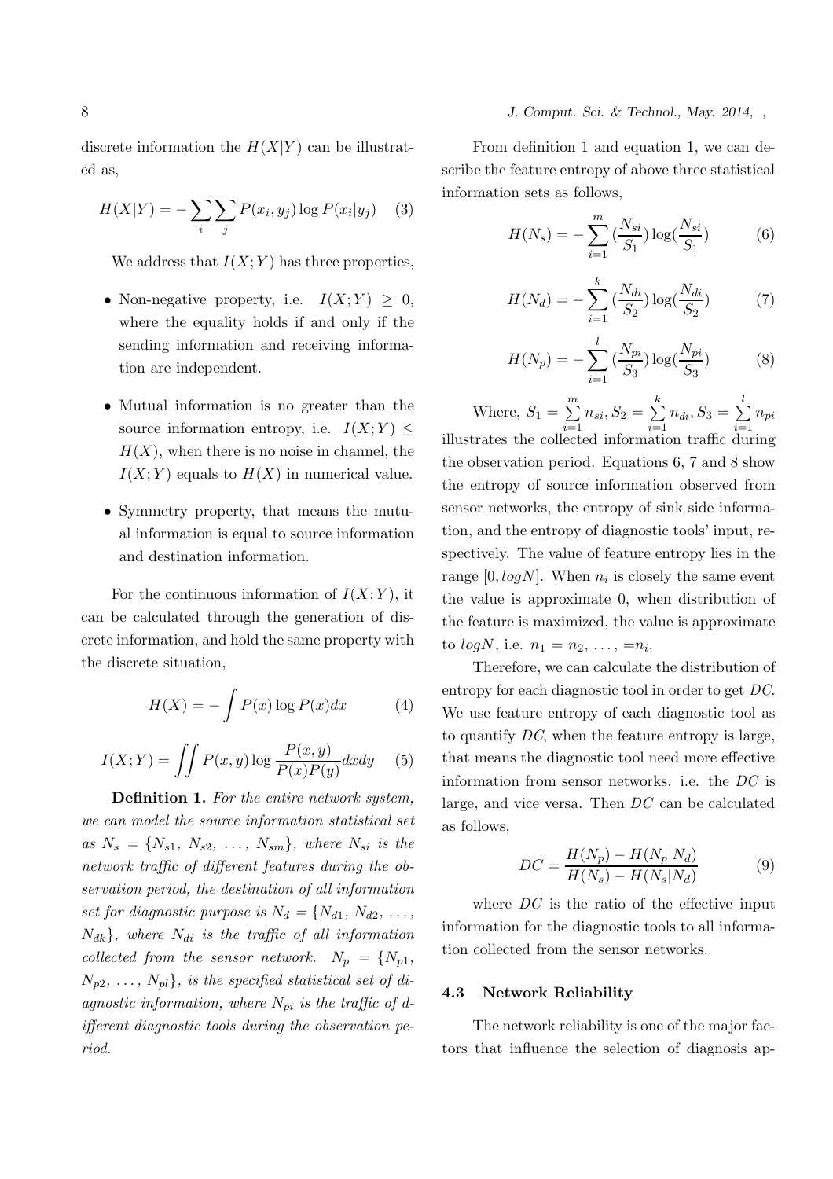discrete information the $H(X|Y)$ can be illustrated as,

$$H(X|Y) = -\sum_i \sum_j P(x_i, y_j) \log P(x_i|y_j) \quad (3)$$

We address that $I(X;Y)$ has three properties,

- Non-negative property, i.e. $I(X;Y) \geq 0$, where the equality holds if and only if the sending information and receiving information are independent.
- Mutual information is no greater than the source information entropy, i.e. $I(X;Y) \leq H(X)$, when there is no noise in channel, the $I(X;Y)$ equals to $H(X)$ in numerical value.
- Symmetry property, that means the mutual information is equal to source information and destination information.

For the continuous information of $I(X;Y)$, it can be calculated through the generation of discrete information, and hold the same property with the discrete situation,

$$H(X) = -\int P(x) \log P(x) dx \quad (4)$$

$$I(X;Y) = \iint P(x,y) \log \frac{P(x,y)}{P(x)P(y)} dxdy \quad (5)$$

**Definition 1.** *For the entire network system, we can model the source information statistical set as* $N_s = \{N_{s1}, N_{s2}, \ldots, N_{sm}\}$*, where* $N_{si}$ *is the network traffic of different features during the observation period, the destination of all information set for diagnostic purpose is* $N_d = \{N_{d1}, N_{d2}, \ldots, N_{dk}\}$*, where* $N_{di}$ *is the traffic of all information collected from the sensor network.* $N_p = \{N_{p1}, N_{p2}, \ldots, N_{pl}\}$*, is the specified statistical set of diagnostic information, where* $N_{pi}$ *is the traffic of different diagnostic tools during the observation period.*

From definition 1 and equation 1, we can describe the feature entropy of above three statistical information sets as follows,

$$H(N_s) = -\sum_{i=1}^{m} (\frac{N_{si}}{S_1}) \log(\frac{N_{si}}{S_1}) \quad (6)$$

$$H(N_d) = -\sum_{i=1}^{k} (\frac{N_{di}}{S_2}) \log(\frac{N_{di}}{S_2}) \quad (7)$$

$$H(N_p) = -\sum_{i=1}^{l} (\frac{N_{pi}}{S_3}) \log(\frac{N_{pi}}{S_3}) \quad (8)$$

Where, $S_1 = \sum_{i=1}^{m} n_{si}, S_2 = \sum_{i=1}^{k} n_{di}, S_3 = \sum_{i=1}^{l} n_{pi}$ illustrates the collected information traffic during the observation period. Equations 6, 7 and 8 show the entropy of source information observed from sensor networks, the entropy of sink side information, and the entropy of diagnostic tools' input, respectively. The value of feature entropy lies in the range $[0, logN]$. When $n_i$ is closely the same event the value is approximate 0, when distribution of the feature is maximized, the value is approximate to $logN$, i.e. $n_1 = n_2, \ldots, =n_i$.

Therefore, we can calculate the distribution of entropy for each diagnostic tool in order to get $DC$. We use feature entropy of each diagnostic tool as to quantify $DC$, when the feature entropy is large, that means the diagnostic tool need more effective information from sensor networks. i.e. the $DC$ is large, and vice versa. Then $DC$ can be calculated as follows,

$$DC = \frac{H(N_p) - H(N_p|N_d)}{H(N_s) - H(N_s|N_d)} \quad (9)$$

where $DC$ is the ratio of the effective input information for the diagnostic tools to all information collected from the sensor networks.

### 4.3 Network Reliability

The network reliability is one of the major factors that influence the selection of diagnosis ap-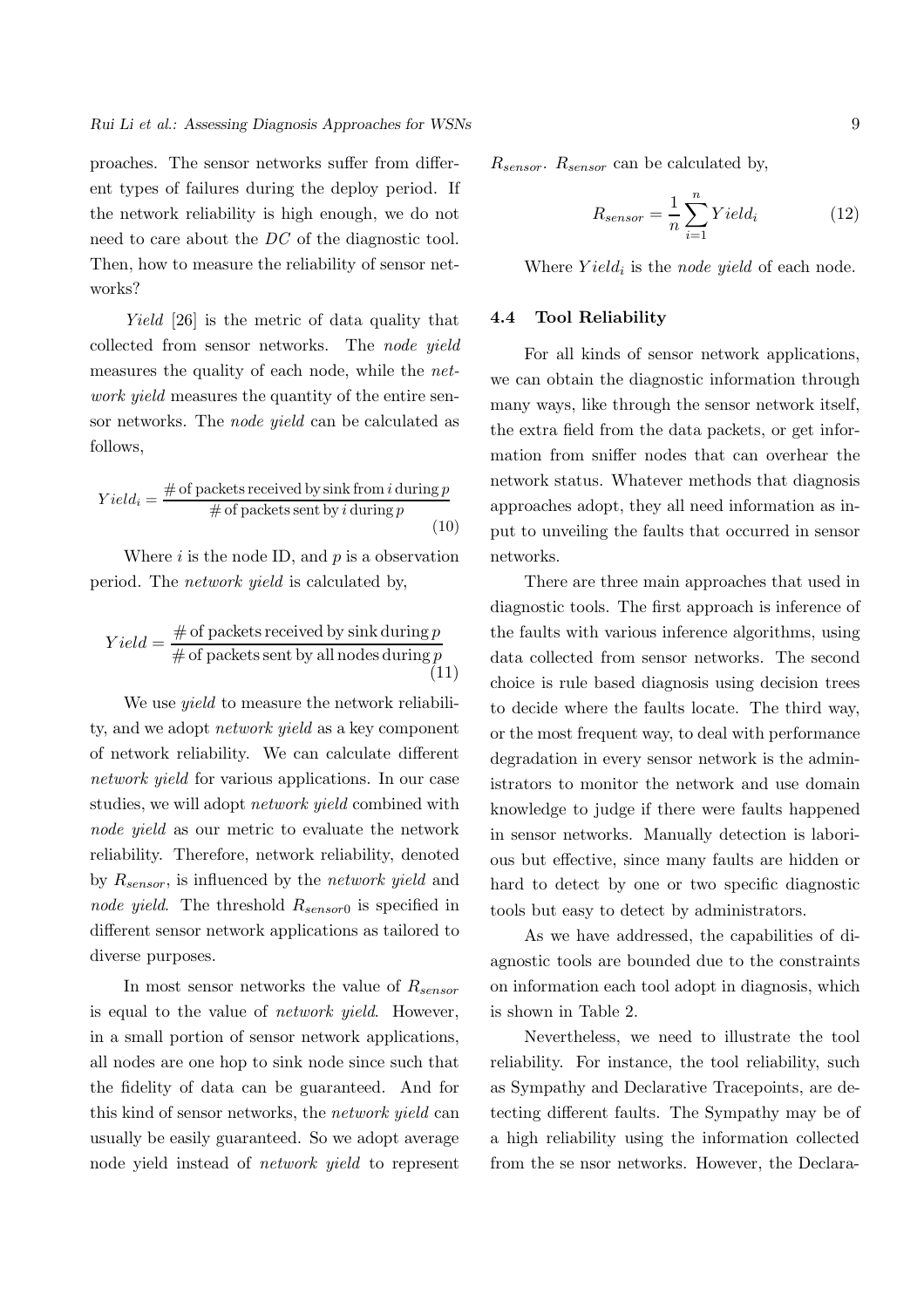proaches. The sensor networks suffer from different types of failures during the deploy period. If the network reliability is high enough, we do not need to care about the $DC$ of the diagnostic tool. Then, how to measure the reliability of sensor networks?

*Yield* [26] is the metric of data quality that collected from sensor networks. The *node yield* measures the quality of each node, while the *network yield* measures the quantity of the entire sensor networks. The *node yield* can be calculated as follows,

$$Yield_i = \frac{\#\,\text{of packets received by sink from}\; i \;\text{during}\; p}{\#\,\text{of packets sent by}\; i \;\text{during}\; p} \tag{10}$$

Where $i$ is the node ID, and $p$ is a observation period. The *network yield* is calculated by,

$$Yield = \frac{\#\,\text{of packets received by sink during}\; p}{\#\,\text{of packets sent by all nodes during}\; p} \tag{11}$$

We use *yield* to measure the network reliability, and we adopt *network yield* as a key component of network reliability. We can calculate different *network yield* for various applications. In our case studies, we will adopt *network yield* combined with *node yield* as our metric to evaluate the network reliability. Therefore, network reliability, denoted by $R_{sensor}$, is influenced by the *network yield* and *node yield*. The threshold $R_{sensor0}$ is specified in different sensor network applications as tailored to diverse purposes.

In most sensor networks the value of $R_{sensor}$ is equal to the value of *network yield*. However, in a small portion of sensor network applications, all nodes are one hop to sink node since such that the fidelity of data can be guaranteed. And for this kind of sensor networks, the *network yield* can usually be easily guaranteed. So we adopt average node yield instead of *network yield* to represent $R_{sensor}$. $R_{sensor}$ can be calculated by,

$$R_{sensor} = \frac{1}{n}\sum_{i=1}^{n} Yield_i \tag{12}$$

Where $Yield_i$ is the *node yield* of each node.

### 4.4 Tool Reliability

For all kinds of sensor network applications, we can obtain the diagnostic information through many ways, like through the sensor network itself, the extra field from the data packets, or get information from sniffer nodes that can overhear the network status. Whatever methods that diagnosis approaches adopt, they all need information as input to unveiling the faults that occurred in sensor networks.

There are three main approaches that used in diagnostic tools. The first approach is inference of the faults with various inference algorithms, using data collected from sensor networks. The second choice is rule based diagnosis using decision trees to decide where the faults locate. The third way, or the most frequent way, to deal with performance degradation in every sensor network is the administrators to monitor the network and use domain knowledge to judge if there were faults happened in sensor networks. Manually detection is laborious but effective, since many faults are hidden or hard to detect by one or two specific diagnostic tools but easy to detect by administrators.

As we have addressed, the capabilities of diagnostic tools are bounded due to the constraints on information each tool adopt in diagnosis, which is shown in Table 2.

Nevertheless, we need to illustrate the tool reliability. For instance, the tool reliability, such as Sympathy and Declarative Tracepoints, are detecting different faults. The Sympathy may be of a high reliability using the information collected from the se nsor networks. However, the Declara-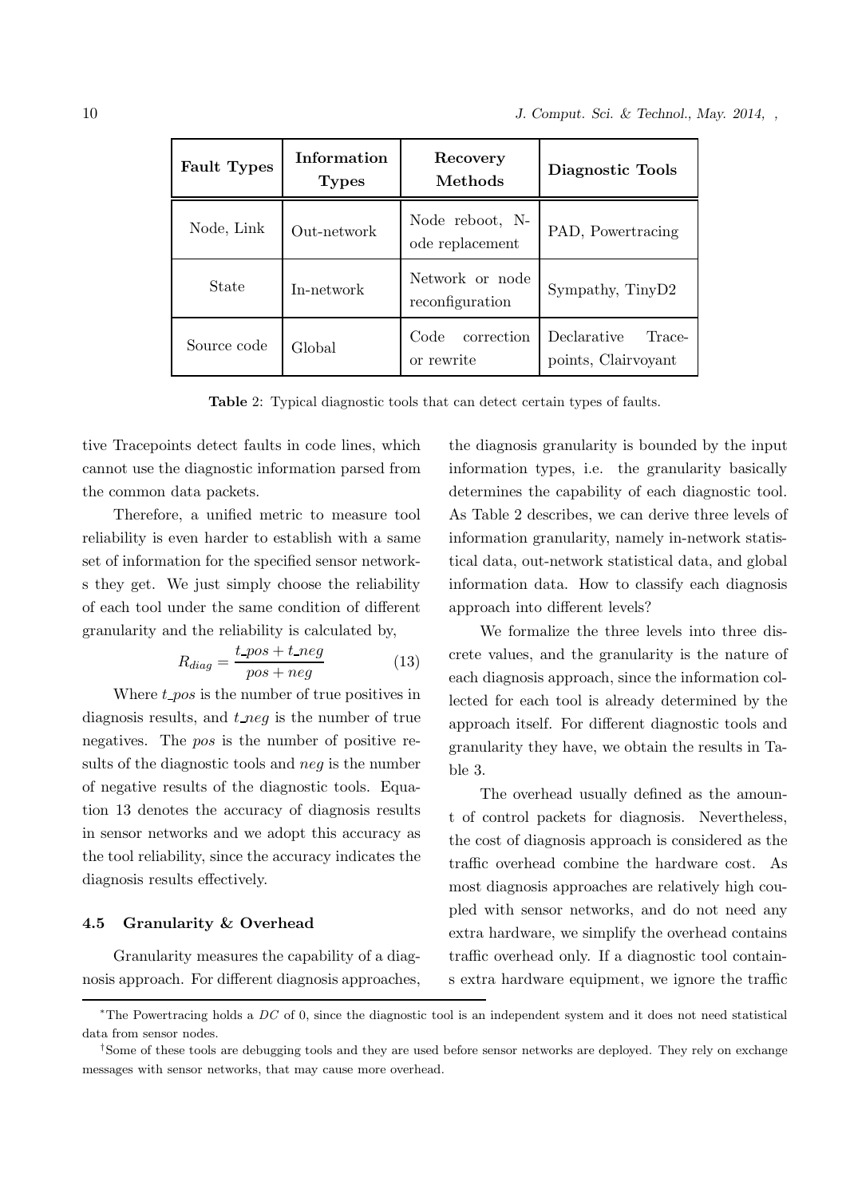| Fault Types | Information Types | Recovery Methods | Diagnostic Tools |
|---|---|---|---|
| Node, Link | Out-network | Node reboot, Node replacement | PAD, Powertracing |
| State | In-network | Network or node reconfiguration | Sympathy, TinyD2 |
| Source code | Global | Code correction or rewrite | Declarative Tracepoints, Clairvoyant |

**Table** 2: Typical diagnostic tools that can detect certain types of faults.

tive Tracepoints detect faults in code lines, which cannot use the diagnostic information parsed from the common data packets.

Therefore, a unified metric to measure tool reliability is even harder to establish with a same set of information for the specified sensor networks they get. We just simply choose the reliability of each tool under the same condition of different granularity and the reliability is calculated by,

$$R_{diag} = \frac{t\_pos + t\_neg}{pos + neg} \tag{13}$$

Where $t\_pos$ is the number of true positives in diagnosis results, and $t\_neg$ is the number of true negatives. The $pos$ is the number of positive results of the diagnostic tools and $neg$ is the number of negative results of the diagnostic tools. Equation 13 denotes the accuracy of diagnosis results in sensor networks and we adopt this accuracy as the tool reliability, since the accuracy indicates the diagnosis results effectively.

### 4.5 Granularity & Overhead

Granularity measures the capability of a diagnosis approach. For different diagnosis approaches, the diagnosis granularity is bounded by the input information types, i.e. the granularity basically determines the capability of each diagnostic tool. As Table 2 describes, we can derive three levels of information granularity, namely in-network statistical data, out-network statistical data, and global information data. How to classify each diagnosis approach into different levels?

We formalize the three levels into three discrete values, and the granularity is the nature of each diagnosis approach, since the information collected for each tool is already determined by the approach itself. For different diagnostic tools and granularity they have, we obtain the results in Table 3.

The overhead usually defined as the amount of control packets for diagnosis. Nevertheless, the cost of diagnosis approach is considered as the traffic overhead combine the hardware cost. As most diagnosis approaches are relatively high coupled with sensor networks, and do not need any extra hardware, we simplify the overhead contains traffic overhead only. If a diagnostic tool contains extra hardware equipment, we ignore the traffic

---

*The Powertracing holds a $DC$ of 0, since the diagnostic tool is an independent system and it does not need statistical data from sensor nodes.

†Some of these tools are debugging tools and they are used before sensor networks are deployed. They rely on exchange messages with sensor networks, that may cause more overhead.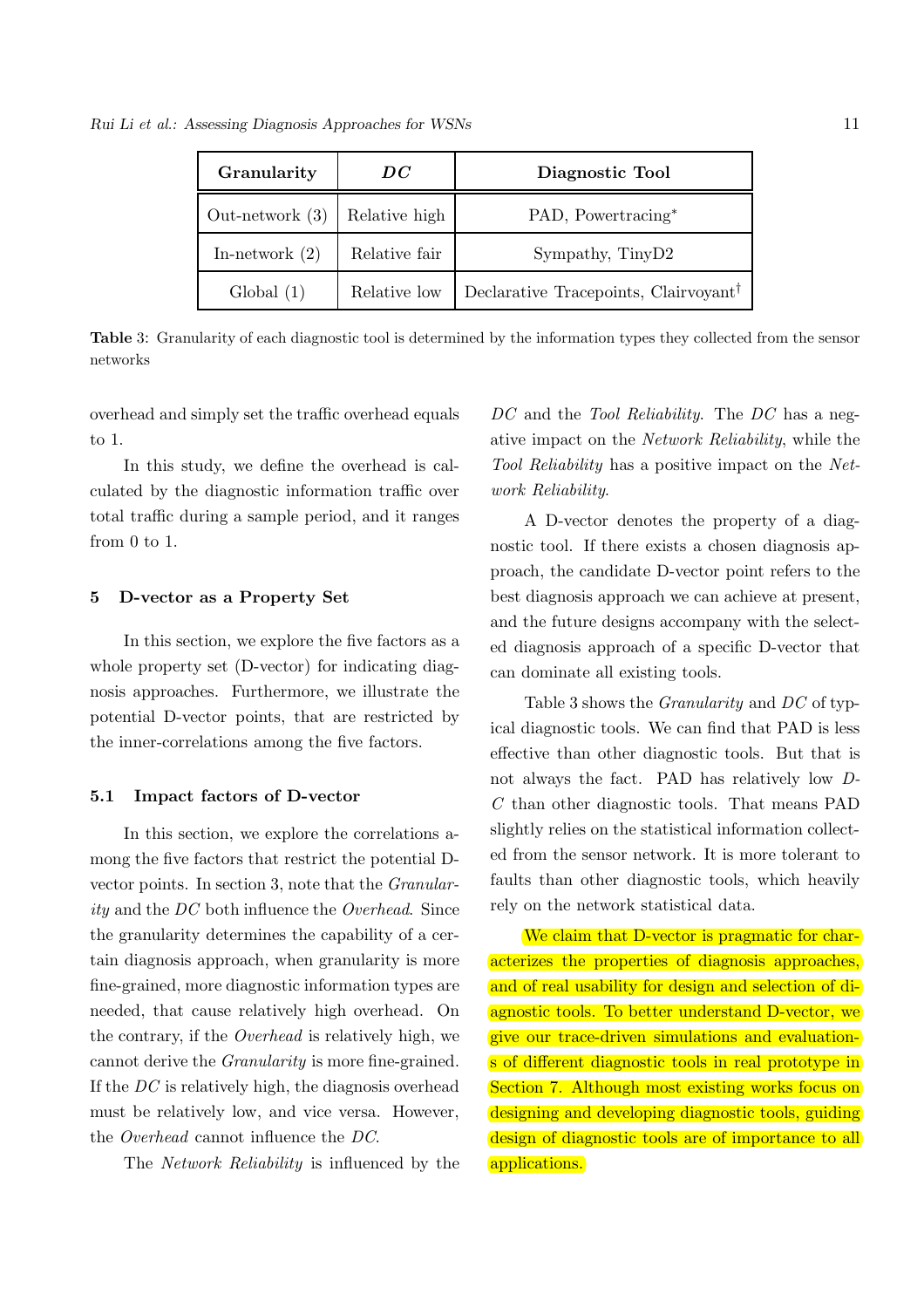| Granularity | *DC* | Diagnostic Tool |
|---|---|---|
| Out-network (3) | Relative high | PAD, Powertracing* |
| In-network (2) | Relative fair | Sympathy, TinyD2 |
| Global (1) | Relative low | Declarative Tracepoints, Clairvoyant† |

**Table** 3: Granularity of each diagnostic tool is determined by the information types they collected from the sensor networks

overhead and simply set the traffic overhead equals to 1.

In this study, we define the overhead is calculated by the diagnostic information traffic over total traffic during a sample period, and it ranges from 0 to 1.

## 5 D-vector as a Property Set

In this section, we explore the five factors as a whole property set (D-vector) for indicating diagnosis approaches. Furthermore, we illustrate the potential D-vector points, that are restricted by the inner-correlations among the five factors.

### 5.1 Impact factors of D-vector

In this section, we explore the correlations among the five factors that restrict the potential D-vector points. In section 3, note that the *Granularity* and the *DC* both influence the *Overhead*. Since the granularity determines the capability of a certain diagnosis approach, when granularity is more fine-grained, more diagnostic information types are needed, that cause relatively high overhead. On the contrary, if the *Overhead* is relatively high, we cannot derive the *Granularity* is more fine-grained. If the *DC* is relatively high, the diagnosis overhead must be relatively low, and vice versa. However, the *Overhead* cannot influence the *DC*.

The *Network Reliability* is influenced by the *DC* and the *Tool Reliability*. The *DC* has a negative impact on the *Network Reliability*, while the *Tool Reliability* has a positive impact on the *Network Reliability*.

A D-vector denotes the property of a diagnostic tool. If there exists a chosen diagnosis approach, the candidate D-vector point refers to the best diagnosis approach we can achieve at present, and the future designs accompany with the selected diagnosis approach of a specific D-vector that can dominate all existing tools.

Table 3 shows the *Granularity* and *DC* of typical diagnostic tools. We can find that PAD is less effective than other diagnostic tools. But that is not always the fact. PAD has relatively low *DC* than other diagnostic tools. That means PAD slightly relies on the statistical information collected from the sensor network. It is more tolerant to faults than other diagnostic tools, which heavily rely on the network statistical data.

We claim that D-vector is pragmatic for characterizes the properties of diagnosis approaches, and of real usability for design and selection of diagnostic tools. To better understand D-vector, we give our trace-driven simulations and evaluations of different diagnostic tools in real prototype in Section 7. Although most existing works focus on designing and developing diagnostic tools, guiding design of diagnostic tools are of importance to all applications.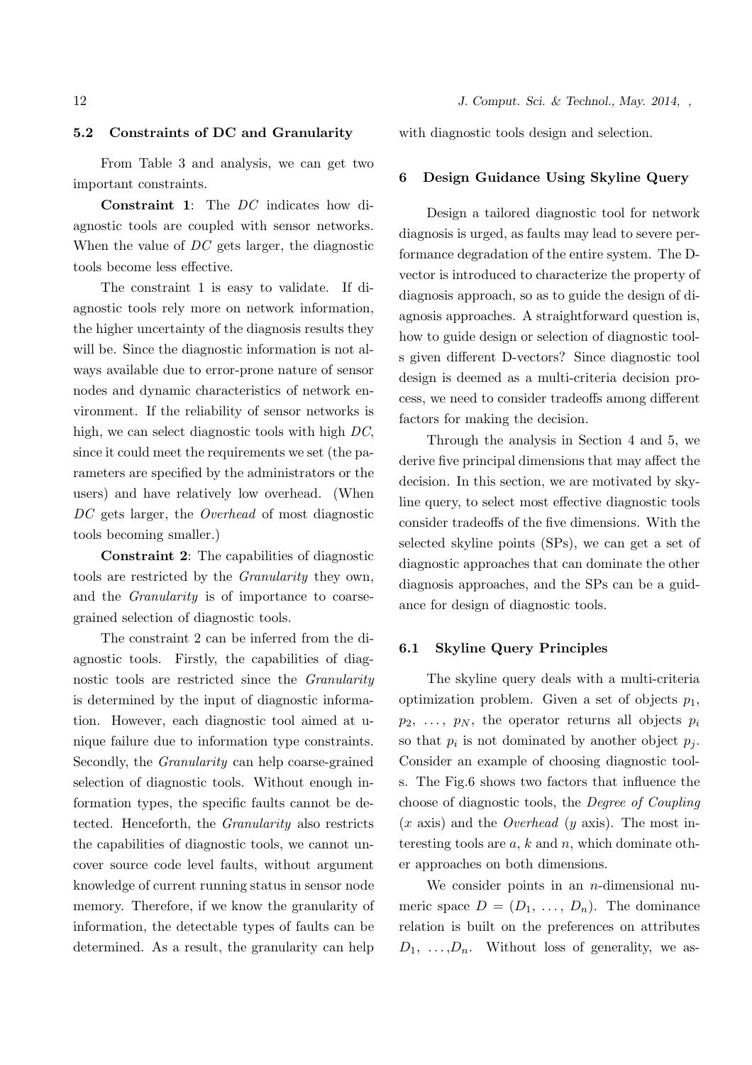### 5.2 Constraints of DC and Granularity

From Table 3 and analysis, we can get two important constraints.

**Constraint 1**: The *DC* indicates how diagnostic tools are coupled with sensor networks. When the value of *DC* gets larger, the diagnostic tools become less effective.

The constraint 1 is easy to validate. If diagnostic tools rely more on network information, the higher uncertainty of the diagnosis results they will be. Since the diagnostic information is not always available due to error-prone nature of sensor nodes and dynamic characteristics of network environment. If the reliability of sensor networks is high, we can select diagnostic tools with high *DC*, since it could meet the requirements we set (the parameters are specified by the administrators or the users) and have relatively low overhead. (When *DC* gets larger, the *Overhead* of most diagnostic tools becoming smaller.)

**Constraint 2**: The capabilities of diagnostic tools are restricted by the *Granularity* they own, and the *Granularity* is of importance to coarse-grained selection of diagnostic tools.

The constraint 2 can be inferred from the diagnostic tools. Firstly, the capabilities of diagnostic tools are restricted since the *Granularity* is determined by the input of diagnostic information. However, each diagnostic tool aimed at unique failure due to information type constraints. Secondly, the *Granularity* can help coarse-grained selection of diagnostic tools. Without enough information types, the specific faults cannot be detected. Henceforth, the *Granularity* also restricts the capabilities of diagnostic tools, we cannot uncover source code level faults, without argument knowledge of current running status in sensor node memory. Therefore, if we know the granularity of information, the detectable types of faults can be determined. As a result, the granularity can help with diagnostic tools design and selection.

## 6 Design Guidance Using Skyline Query

Design a tailored diagnostic tool for network diagnosis is urged, as faults may lead to severe performance degradation of the entire system. The D-vector is introduced to characterize the property of diagnosis approach, so as to guide the design of diagnosis approaches. A straightforward question is, how to guide design or selection of diagnostic tools given different D-vectors? Since diagnostic tool design is deemed as a multi-criteria decision process, we need to consider tradeoffs among different factors for making the decision.

Through the analysis in Section 4 and 5, we derive five principal dimensions that may affect the decision. In this section, we are motivated by skyline query, to select most effective diagnostic tools consider tradeoffs of the five dimensions. With the selected skyline points (SPs), we can get a set of diagnostic approaches that can dominate the other diagnosis approaches, and the SPs can be a guidance for design of diagnostic tools.

### 6.1 Skyline Query Principles

The skyline query deals with a multi-criteria optimization problem. Given a set of objects $p_1$, $p_2$, ..., $p_N$, the operator returns all objects $p_i$ so that $p_i$ is not dominated by another object $p_j$. Consider an example of choosing diagnostic tools. The Fig.6 shows two factors that influence the choose of diagnostic tools, the *Degree of Coupling* ($x$ axis) and the *Overhead* ($y$ axis). The most interesting tools are $a$, $k$ and $n$, which dominate other approaches on both dimensions.

We consider points in an $n$-dimensional numeric space $D = (D_1, \ldots, D_n)$. The dominance relation is built on the preferences on attributes $D_1, \ldots, D_n$. Without loss of generality, we as-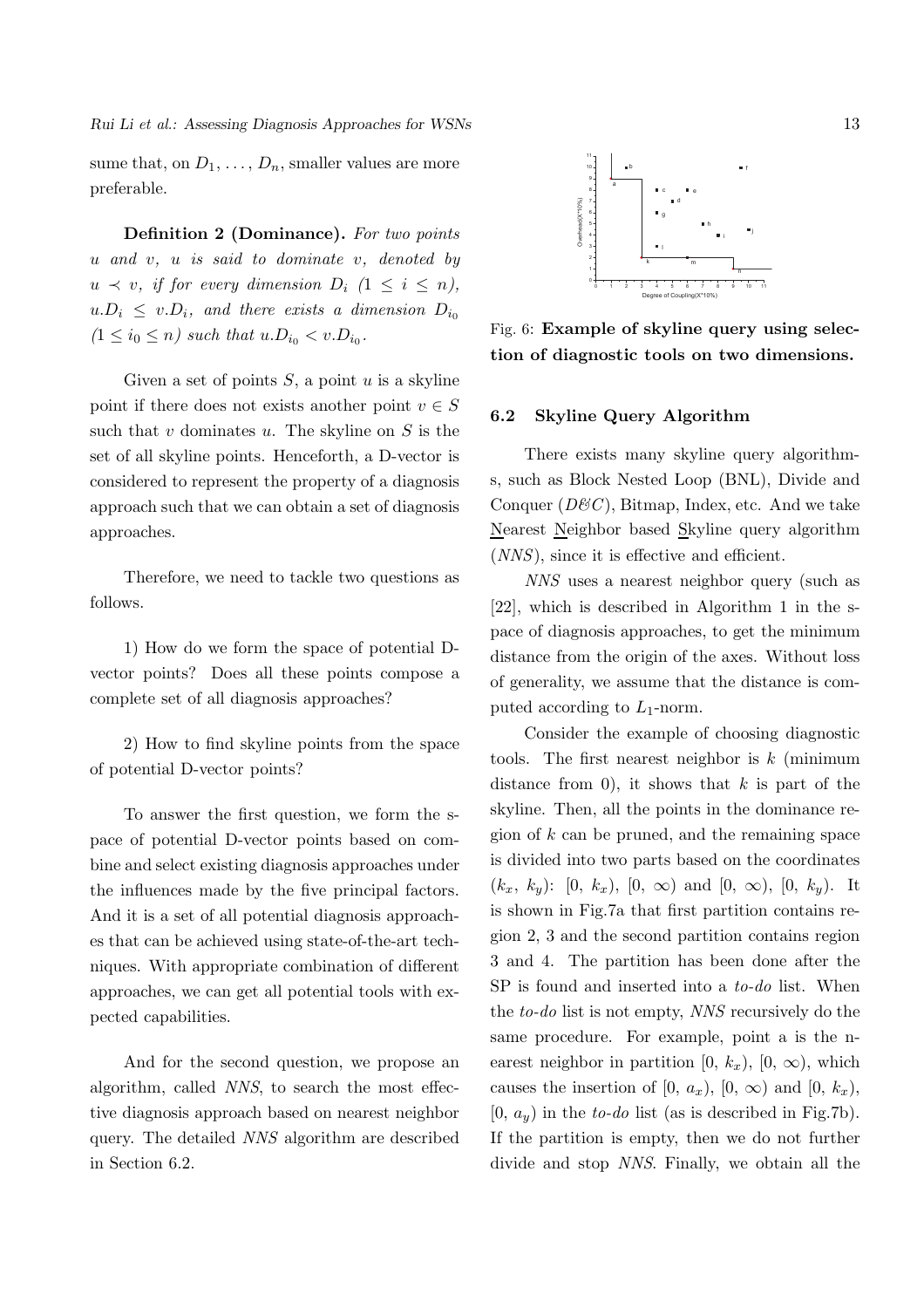sume that, on $D_1, \ldots, D_n$, smaller values are more preferable.

**Definition 2 (Dominance).** *For two points $u$ and $v$, $u$ is said to dominate $v$, denoted by $u \prec v$, if for every dimension $D_i$ $(1 \leq i \leq n)$, $u.D_i \leq v.D_i$, and there exists a dimension $D_{i_0}$ $(1 \leq i_0 \leq n)$ such that $u.D_{i_0} < v.D_{i_0}$.*

Given a set of points $S$, a point $u$ is a skyline point if there does not exists another point $v \in S$ such that $v$ dominates $u$. The skyline on $S$ is the set of all skyline points. Henceforth, a D-vector is considered to represent the property of a diagnosis approach such that we can obtain a set of diagnosis approaches.

Therefore, we need to tackle two questions as follows.

1) How do we form the space of potential D-vector points? Does all these points compose a complete set of all diagnosis approaches?

2) How to find skyline points from the space of potential D-vector points?

To answer the first question, we form the space of potential D-vector points based on combine and select existing diagnosis approaches under the influences made by the five principal factors. And it is a set of all potential diagnosis approaches that can be achieved using state-of-the-art techniques. With appropriate combination of different approaches, we can get all potential tools with expected capabilities.

And for the second question, we propose an algorithm, called *NNS*, to search the most effective diagnosis approach based on nearest neighbor query. The detailed *NNS* algorithm are described in Section 6.2.

Fig. 6: **Example of skyline query using selection of diagnostic tools on two dimensions.**

### 6.2 Skyline Query Algorithm

There exists many skyline query algorithms, such as Block Nested Loop (BNL), Divide and Conquer (*D&C*), Bitmap, Index, etc. And we take Nearest Neighbor based Skyline query algorithm (*NNS*), since it is effective and efficient.

*NNS* uses a nearest neighbor query (such as [22], which is described in Algorithm 1 in the space of diagnosis approaches, to get the minimum distance from the origin of the axes. Without loss of generality, we assume that the distance is computed according to $L_1$-norm.

Consider the example of choosing diagnostic tools. The first nearest neighbor is $k$ (minimum distance from 0), it shows that $k$ is part of the skyline. Then, all the points in the dominance region of $k$ can be pruned, and the remaining space is divided into two parts based on the coordinates $(k_x, k_y)$: $[0, k_x)$, $[0, \infty)$ and $[0, \infty)$, $[0, k_y)$. It is shown in Fig.7a that first partition contains region 2, 3 and the second partition contains region 3 and 4. The partition has been done after the SP is found and inserted into a *to-do* list. When the *to-do* list is not empty, *NNS* recursively do the same procedure. For example, point a is the nearest neighbor in partition $[0, k_x)$, $[0, \infty)$, which causes the insertion of $[0, a_x)$, $[0, \infty)$ and $[0, k_x)$, $[0, a_y)$ in the *to-do* list (as is described in Fig.7b). If the partition is empty, then we do not further divide and stop *NNS*. Finally, we obtain all the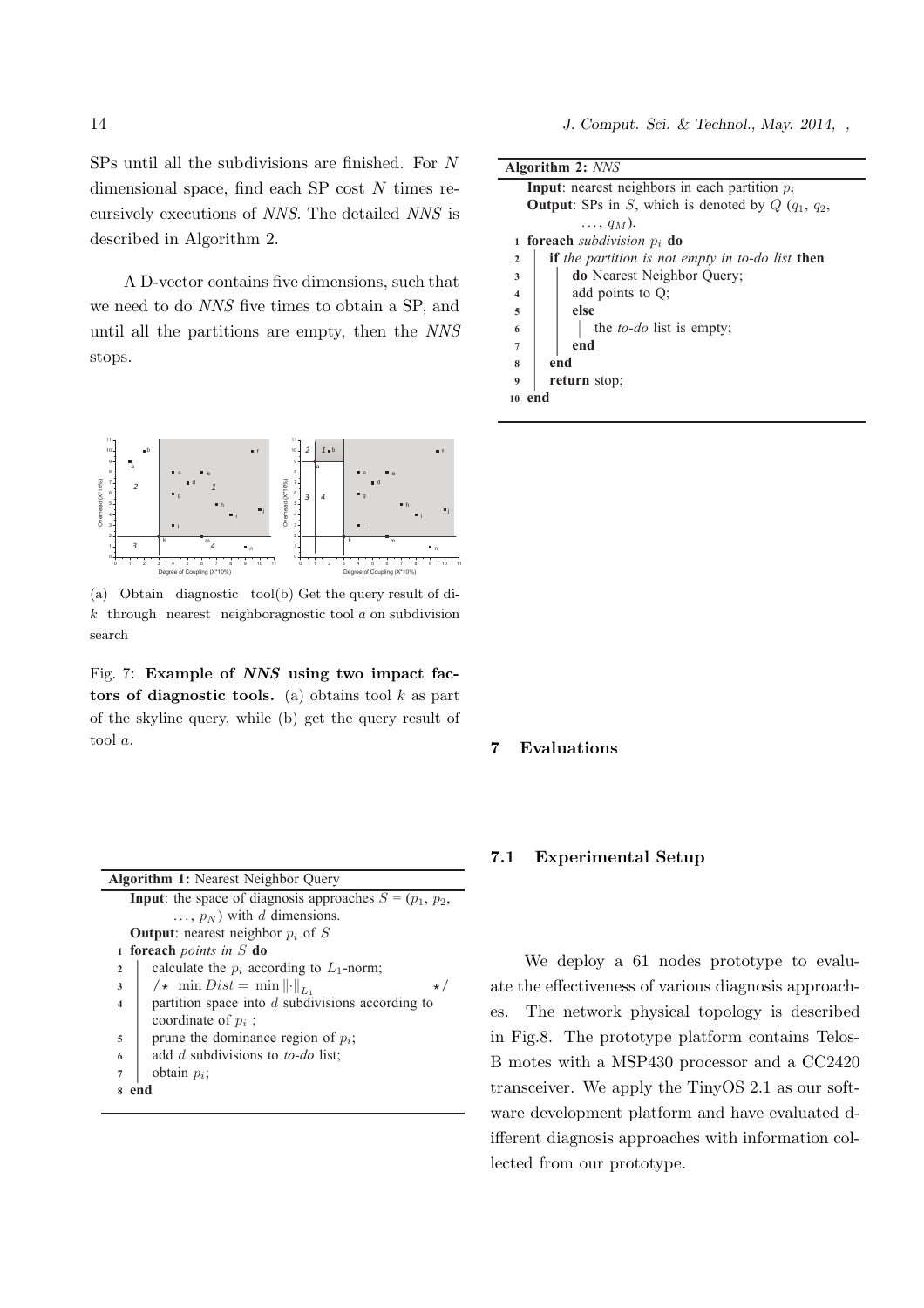SPs until all the subdivisions are finished. For $N$ dimensional space, find each SP cost $N$ times recursively executions of *NNS*. The detailed *NNS* is described in Algorithm 2.

A D-vector contains five dimensions, such that we need to do *NNS* five times to obtain a SP, and until all the partitions are empty, then the *NNS* stops.

(a) Obtain diagnostic tool $k$ through nearest neighbor search (b) Get the query result of diagnostic tool $a$ on subdivision

Fig. 7: **Example of *NNS* using two impact factors of diagnostic tools.** (a) obtains tool $k$ as part of the skyline query, while (b) get the query result of tool $a$.

```
Algorithm 1: Nearest Neighbor Query
Input: the space of diagnosis approaches S = (p_1, p_2, ..., p_N) with d dimensions.
Output: nearest neighbor p_i of S
1 foreach points in S do
2     calculate the p_i according to L_1-norm;
3     /* min Dist = min ||·||_{L_1} */
4     partition space into d subdivisions according to coordinate of p_i ;
5     prune the dominance region of p_i;
6     add d subdivisions to to-do list;
7     obtain p_i;
8 end
```

```
Algorithm 2: NNS
Input: nearest neighbors in each partition p_i
Output: SPs in S, which is denoted by Q (q_1, q_2, ..., q_M).
1 foreach subdivision p_i do
2     if the partition is not empty in to-do list then
3         do Nearest Neighbor Query;
4         add points to Q;
5     else
6         the to-do list is empty;
7     end
8 end
9 return stop;
10 end
```

## 7 Evaluations

### 7.1 Experimental Setup

We deploy a 61 nodes prototype to evaluate the effectiveness of various diagnosis approaches. The network physical topology is described in Fig.8. The prototype platform contains Telos-B motes with a MSP430 processor and a CC2420 transceiver. We apply the TinyOS 2.1 as our software development platform and have evaluated different diagnosis approaches with information collected from our prototype.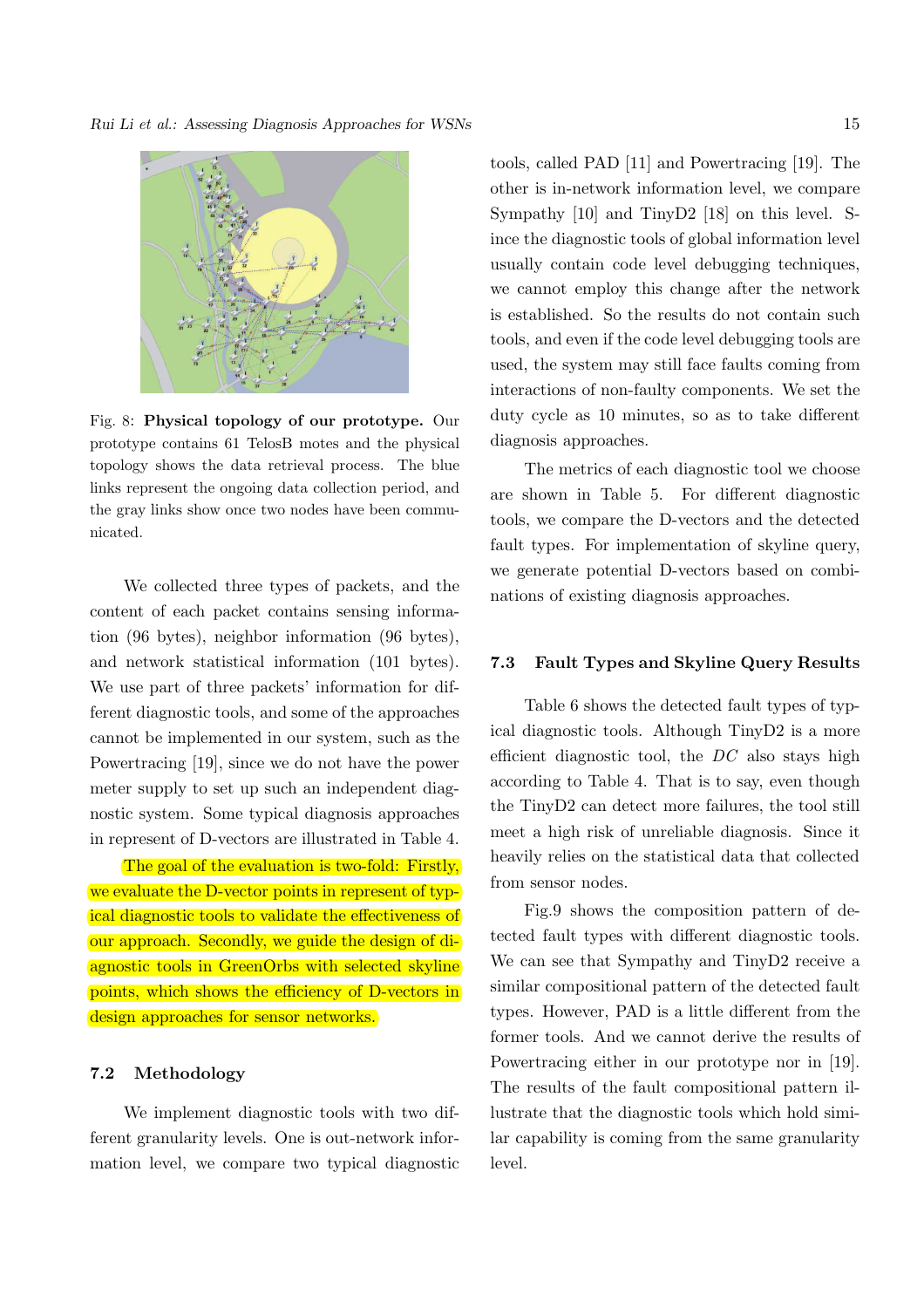Fig. 8: **Physical topology of our prototype.** Our prototype contains 61 TelosB motes and the physical topology shows the data retrieval process. The blue links represent the ongoing data collection period, and the gray links show once two nodes have been communicated.

We collected three types of packets, and the content of each packet contains sensing information (96 bytes), neighbor information (96 bytes), and network statistical information (101 bytes). We use part of three packets' information for different diagnostic tools, and some of the approaches cannot be implemented in our system, such as the Powertracing [19], since we do not have the power meter supply to set up such an independent diagnostic system. Some typical diagnosis approaches in represent of D-vectors are illustrated in Table 4.

The goal of the evaluation is two-fold: Firstly, we evaluate the D-vector points in represent of typical diagnostic tools to validate the effectiveness of our approach. Secondly, we guide the design of diagnostic tools in GreenOrbs with selected skyline points, which shows the efficiency of D-vectors in design approaches for sensor networks.

### 7.2 Methodology

We implement diagnostic tools with two different granularity levels. One is out-network information level, we compare two typical diagnostic tools, called PAD [11] and Powertracing [19]. The other is in-network information level, we compare Sympathy [10] and TinyD2 [18] on this level. Since the diagnostic tools of global information level usually contain code level debugging techniques, we cannot employ this change after the network is established. So the results do not contain such tools, and even if the code level debugging tools are used, the system may still face faults coming from interactions of non-faulty components. We set the duty cycle as 10 minutes, so as to take different diagnosis approaches.

The metrics of each diagnostic tool we choose are shown in Table 5. For different diagnostic tools, we compare the D-vectors and the detected fault types. For implementation of skyline query, we generate potential D-vectors based on combinations of existing diagnosis approaches.

### 7.3 Fault Types and Skyline Query Results

Table 6 shows the detected fault types of typical diagnostic tools. Although TinyD2 is a more efficient diagnostic tool, the *DC* also stays high according to Table 4. That is to say, even though the TinyD2 can detect more failures, the tool still meet a high risk of unreliable diagnosis. Since it heavily relies on the statistical data that collected from sensor nodes.

Fig.9 shows the composition pattern of detected fault types with different diagnostic tools. We can see that Sympathy and TinyD2 receive a similar compositional pattern of the detected fault types. However, PAD is a little different from the former tools. And we cannot derive the results of Powertracing either in our prototype nor in [19]. The results of the fault compositional pattern illustrate that the diagnostic tools which hold similar capability is coming from the same granularity level.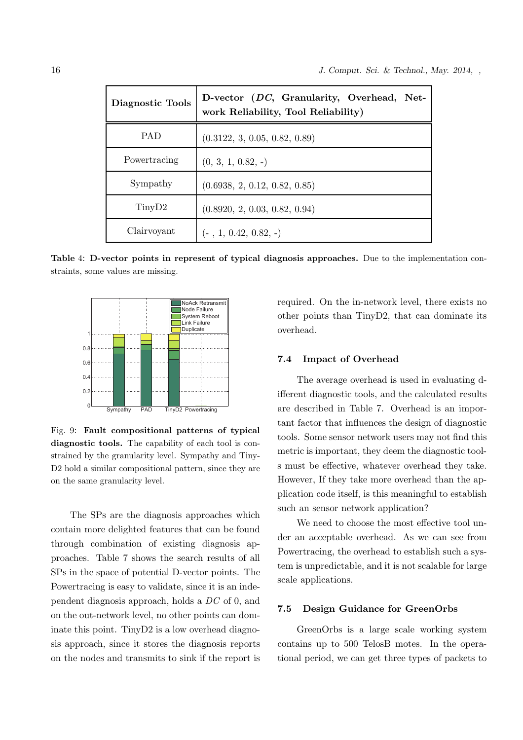| Diagnostic Tools | D-vector (*DC*, Granularity, Overhead, Network Reliability, Tool Reliability) |
|---|---|
| PAD | (0.3122, 3, 0.05, 0.82, 0.89) |
| Powertracing | (0, 3, 1, 0.82, -) |
| Sympathy | (0.6938, 2, 0.12, 0.82, 0.85) |
| TinyD2 | (0.8920, 2, 0.03, 0.82, 0.94) |
| Clairvoyant | (- , 1, 0.42, 0.82, -) |

**Table** 4: **D-vector points in represent of typical diagnosis approaches.** Due to the implementation constraints, some values are missing.

Fig. 9: **Fault compositional patterns of typical diagnostic tools.** The capability of each tool is constrained by the granularity level. Sympathy and TinyD2 hold a similar compositional pattern, since they are on the same granularity level.

The SPs are the diagnosis approaches which contain more delighted features that can be found through combination of existing diagnosis approaches. Table 7 shows the search results of all SPs in the space of potential D-vector points. The Powertracing is easy to validate, since it is an independent diagnosis approach, holds a *DC* of 0, and on the out-network level, no other points can dominate this point. TinyD2 is a low overhead diagnosis approach, since it stores the diagnosis reports on the nodes and transmits to sink if the report is required. On the in-network level, there exists no other points than TinyD2, that can dominate its overhead.

### 7.4 Impact of Overhead

The average overhead is used in evaluating different diagnostic tools, and the calculated results are described in Table 7. Overhead is an important factor that influences the design of diagnostic tools. Some sensor network users may not find this metric is important, they deem the diagnostic tools must be effective, whatever overhead they take. However, If they take more overhead than the application code itself, is this meaningful to establish such an sensor network application?

We need to choose the most effective tool under an acceptable overhead. As we can see from Powertracing, the overhead to establish such a system is unpredictable, and it is not scalable for large scale applications.

### 7.5 Design Guidance for GreenOrbs

GreenOrbs is a large scale working system contains up to 500 TelosB motes. In the operational period, we can get three types of packets to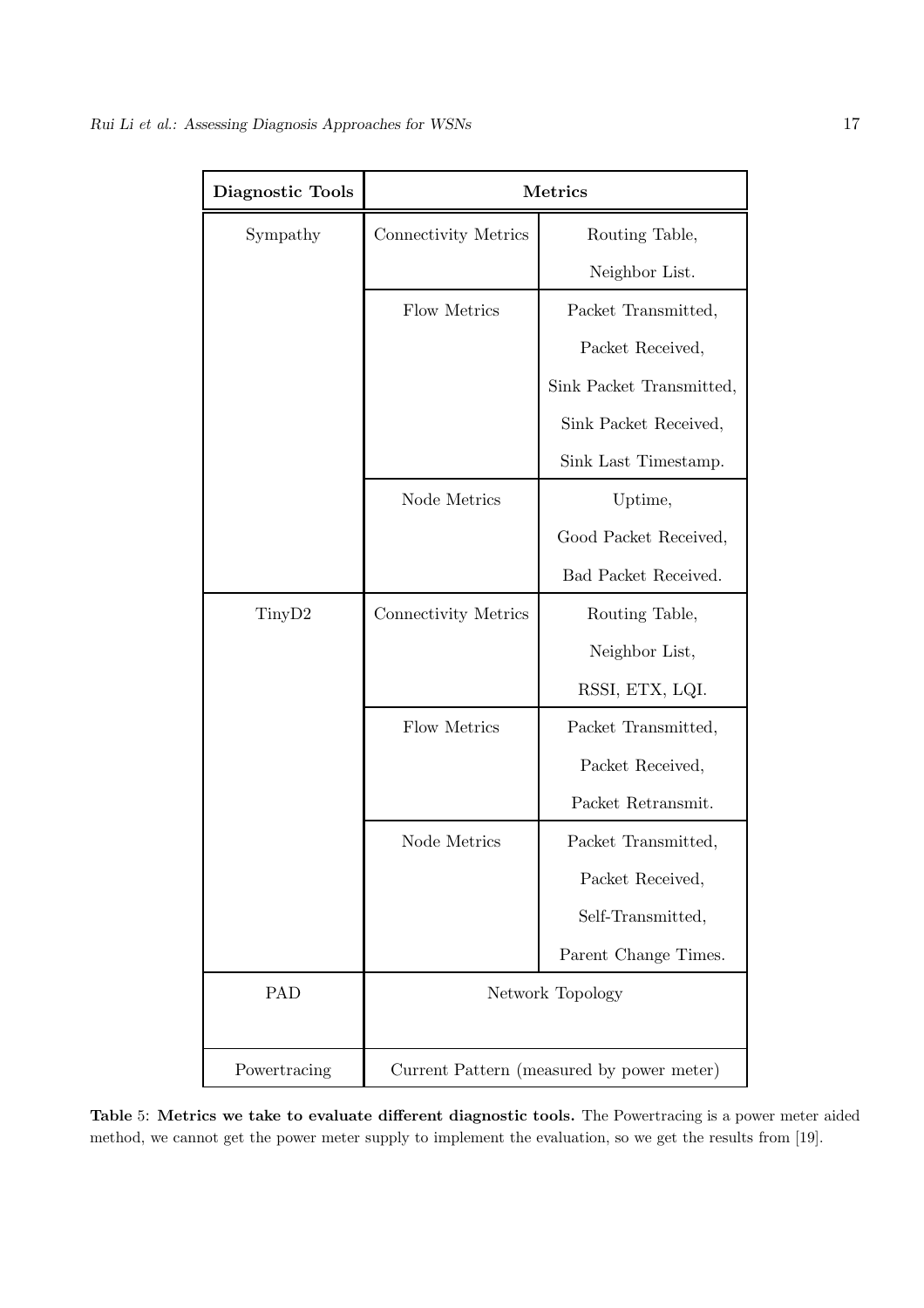| **Diagnostic Tools** | **Metrics** | |
|---|---|---|
| Sympathy | Connectivity Metrics | Routing Table, Neighbor List. |
| | Flow Metrics | Packet Transmitted, Packet Received, Sink Packet Transmitted, Sink Packet Received, Sink Last Timestamp. |
| | Node Metrics | Uptime, Good Packet Received, Bad Packet Received. |
| TinyD2 | Connectivity Metrics | Routing Table, Neighbor List, RSSI, ETX, LQI. |
| | Flow Metrics | Packet Transmitted, Packet Received, Packet Retransmit. |
| | Node Metrics | Packet Transmitted, Packet Received, Self-Transmitted, Parent Change Times. |
| PAD | Network Topology | |
| Powertracing | Current Pattern (measured by power meter) | |

**Table** 5: **Metrics we take to evaluate different diagnostic tools.** The Powertracing is a power meter aided method, we cannot get the power meter supply to implement the evaluation, so we get the results from [19].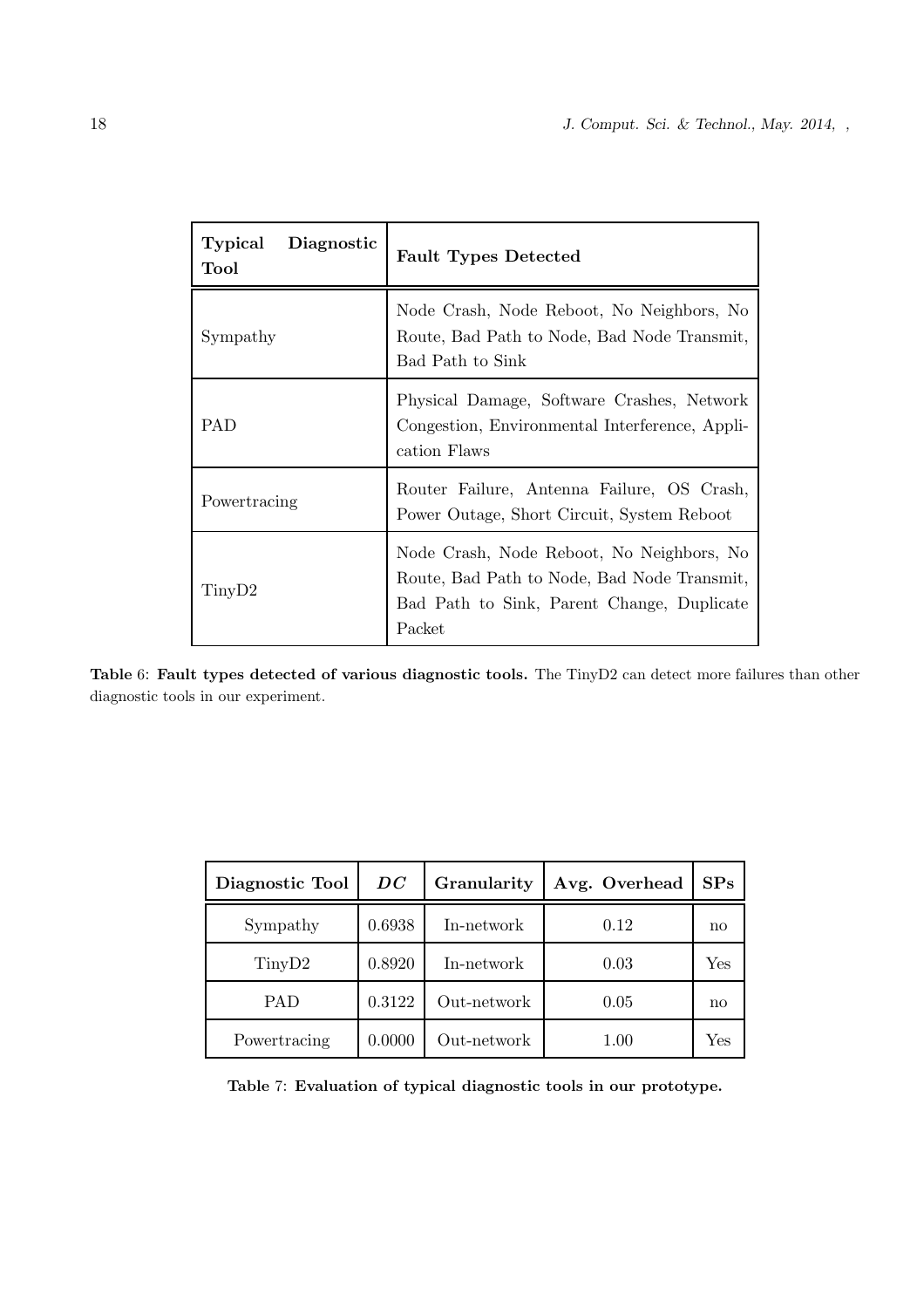| Typical Diagnostic Tool | Fault Types Detected |
|---|---|
| Sympathy | Node Crash, Node Reboot, No Neighbors, No Route, Bad Path to Node, Bad Node Transmit, Bad Path to Sink |
| PAD | Physical Damage, Software Crashes, Network Congestion, Environmental Interference, Application Flaws |
| Powertracing | Router Failure, Antenna Failure, OS Crash, Power Outage, Short Circuit, System Reboot |
| TinyD2 | Node Crash, Node Reboot, No Neighbors, No Route, Bad Path to Node, Bad Node Transmit, Bad Path to Sink, Parent Change, Duplicate Packet |

**Table 6: Fault types detected of various diagnostic tools.** The TinyD2 can detect more failures than other diagnostic tools in our experiment.

| Diagnostic Tool | $DC$ | Granularity | Avg. Overhead | SPs |
|---|---|---|---|---|
| Sympathy | 0.6938 | In-network | 0.12 | no |
| TinyD2 | 0.8920 | In-network | 0.03 | Yes |
| PAD | 0.3122 | Out-network | 0.05 | no |
| Powertracing | 0.0000 | Out-network | 1.00 | Yes |

**Table 7: Evaluation of typical diagnostic tools in our prototype.**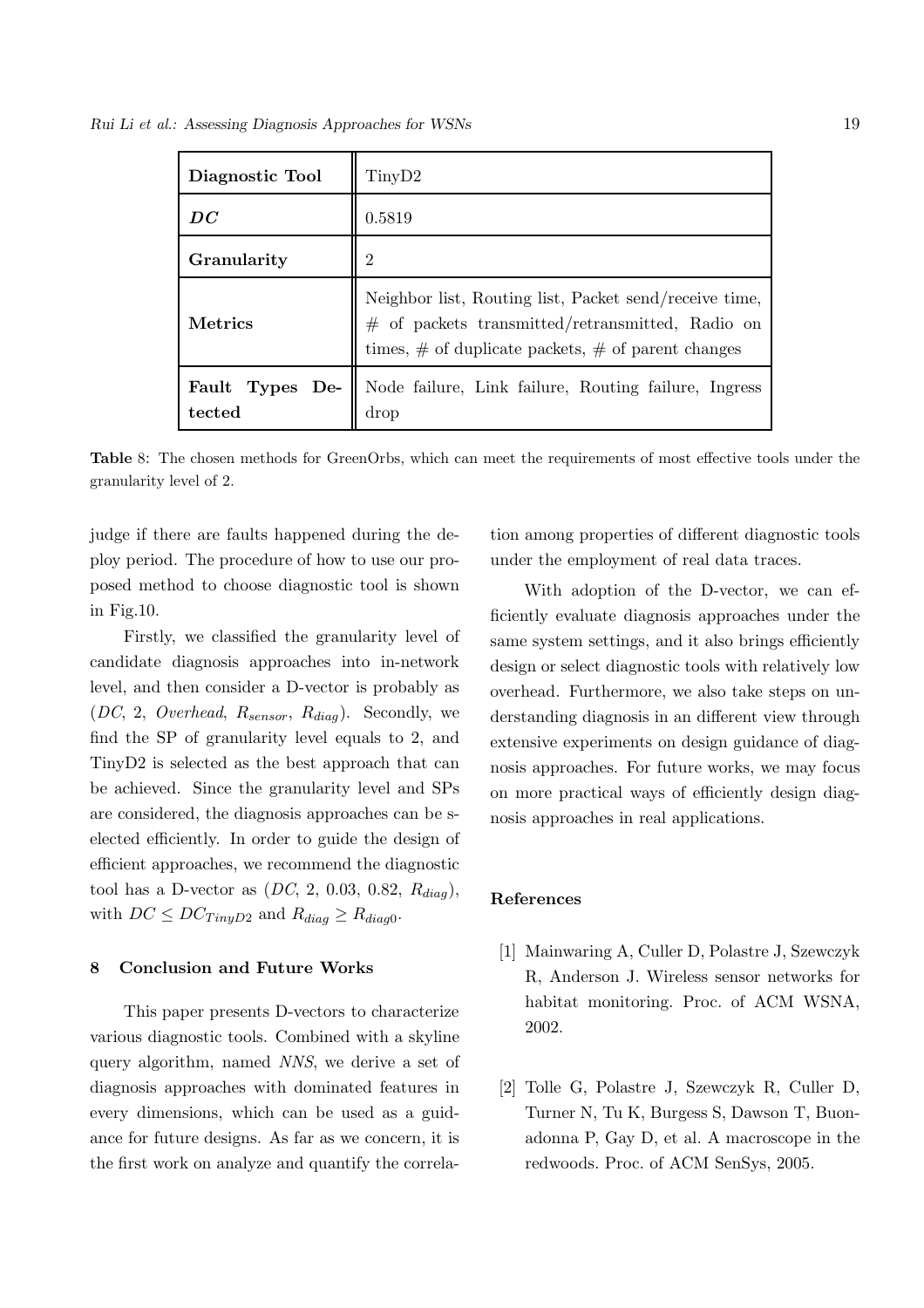| **Diagnostic Tool** | TinyD2 |
|---|---|
| ***DC*** | 0.5819 |
| **Granularity** | 2 |
| **Metrics** | Neighbor list, Routing list, Packet send/receive time, # of packets transmitted/retransmitted, Radio on times, # of duplicate packets, # of parent changes |
| **Fault Types Detected** | Node failure, Link failure, Routing failure, Ingress drop |

**Table** 8: The chosen methods for GreenOrbs, which can meet the requirements of most effective tools under the granularity level of 2.

judge if there are faults happened during the deploy period. The procedure of how to use our proposed method to choose diagnostic tool is shown in Fig.10.

Firstly, we classified the granularity level of candidate diagnosis approaches into in-network level, and then consider a D-vector is probably as ($DC$, 2, $Overhead$, $R_{sensor}$, $R_{diag}$). Secondly, we find the SP of granularity level equals to 2, and TinyD2 is selected as the best approach that can be achieved. Since the granularity level and SPs are considered, the diagnosis approaches can be selected efficiently. In order to guide the design of efficient approaches, we recommend the diagnostic tool has a D-vector as ($DC$, 2, 0.03, 0.82, $R_{diag}$), with $DC \leq DC_{TinyD2}$ and $R_{diag} \geq R_{diag0}$.

## 8 Conclusion and Future Works

This paper presents D-vectors to characterize various diagnostic tools. Combined with a skyline query algorithm, named *NNS*, we derive a set of diagnosis approaches with dominated features in every dimensions, which can be used as a guidance for future designs. As far as we concern, it is the first work on analyze and quantify the correlation among properties of different diagnostic tools under the employment of real data traces.

With adoption of the D-vector, we can efficiently evaluate diagnosis approaches under the same system settings, and it also brings efficiently design or select diagnostic tools with relatively low overhead. Furthermore, we also take steps on understanding diagnosis in an different view through extensive experiments on design guidance of diagnosis approaches. For future works, we may focus on more practical ways of efficiently design diagnosis approaches in real applications.

## References

[1] Mainwaring A, Culler D, Polastre J, Szewczyk R, Anderson J. Wireless sensor networks for habitat monitoring. Proc. of ACM WSNA, 2002.

[2] Tolle G, Polastre J, Szewczyk R, Culler D, Turner N, Tu K, Burgess S, Dawson T, Buonadonna P, Gay D, et al. A macroscope in the redwoods. Proc. of ACM SenSys, 2005.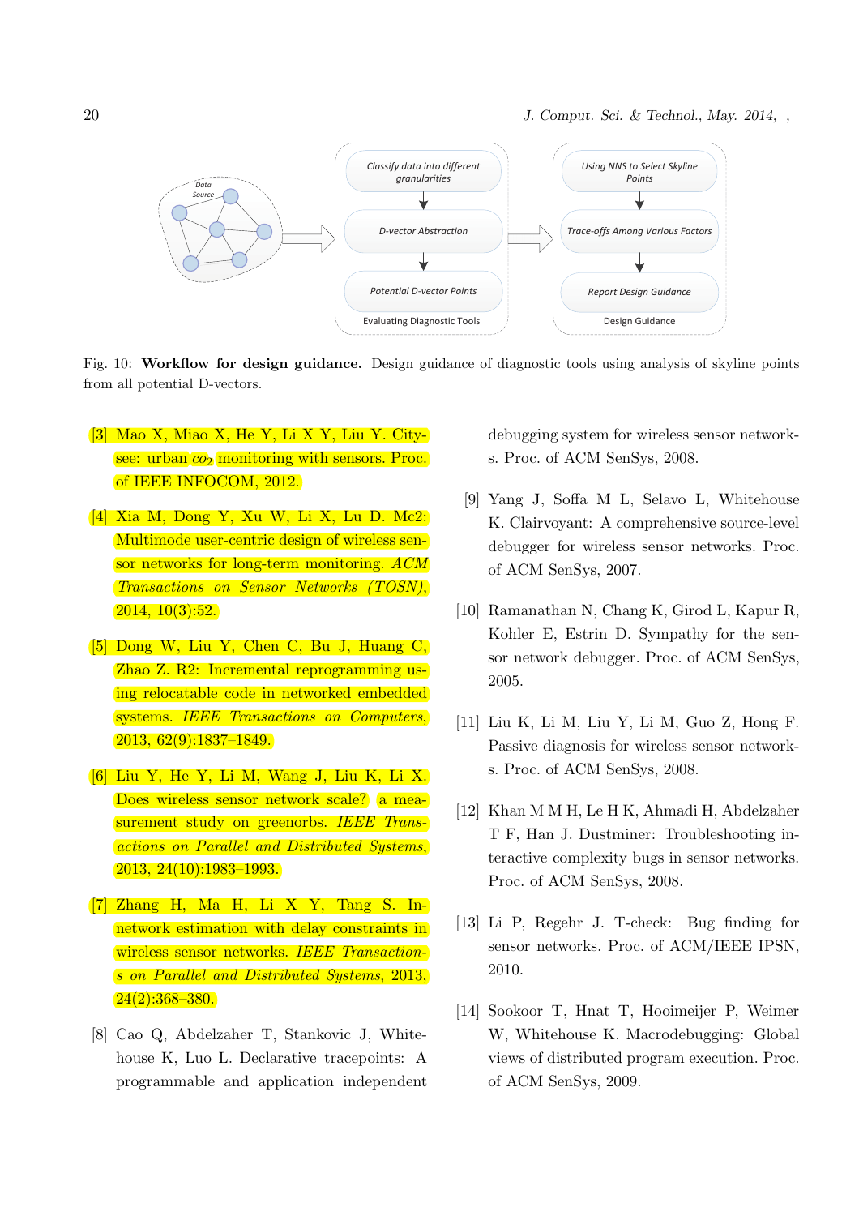Fig. 10: **Workflow for design guidance.** Design guidance of diagnostic tools using analysis of skyline points from all potential D-vectors.

[3] Mao X, Miao X, He Y, Li X Y, Liu Y. Citysee: urban $co_2$ monitoring with sensors. Proc. of IEEE INFOCOM, 2012.

[4] Xia M, Dong Y, Xu W, Li X, Lu D. Mc2: Multimode user-centric design of wireless sensor networks for long-term monitoring. *ACM Transactions on Sensor Networks (TOSN)*, 2014, 10(3):52.

[5] Dong W, Liu Y, Chen C, Bu J, Huang C, Zhao Z. R2: Incremental reprogramming using relocatable code in networked embedded systems. *IEEE Transactions on Computers*, 2013, 62(9):1837–1849.

[6] Liu Y, He Y, Li M, Wang J, Liu K, Li X. Does wireless sensor network scale? a measurement study on greenorbs. *IEEE Transactions on Parallel and Distributed Systems*, 2013, 24(10):1983–1993.

[7] Zhang H, Ma H, Li X Y, Tang S. In-network estimation with delay constraints in wireless sensor networks. *IEEE Transactions on Parallel and Distributed Systems*, 2013, 24(2):368–380.

[8] Cao Q, Abdelzaher T, Stankovic J, Whitehouse K, Luo L. Declarative tracepoints: A programmable and application independent debugging system for wireless sensor networks. Proc. of ACM SenSys, 2008.

[9] Yang J, Soffa M L, Selavo L, Whitehouse K. Clairvoyant: A comprehensive source-level debugger for wireless sensor networks. Proc. of ACM SenSys, 2007.

[10] Ramanathan N, Chang K, Girod L, Kapur R, Kohler E, Estrin D. Sympathy for the sensor network debugger. Proc. of ACM SenSys, 2005.

[11] Liu K, Li M, Liu Y, Li M, Guo Z, Hong F. Passive diagnosis for wireless sensor networks. Proc. of ACM SenSys, 2008.

[12] Khan M M H, Le H K, Ahmadi H, Abdelzaher T F, Han J. Dustminer: Troubleshooting interactive complexity bugs in sensor networks. Proc. of ACM SenSys, 2008.

[13] Li P, Regehr J. T-check: Bug finding for sensor networks. Proc. of ACM/IEEE IPSN, 2010.

[14] Sookoor T, Hnat T, Hooimeijer P, Weimer W, Whitehouse K. Macrodebugging: Global views of distributed program execution. Proc. of ACM SenSys, 2009.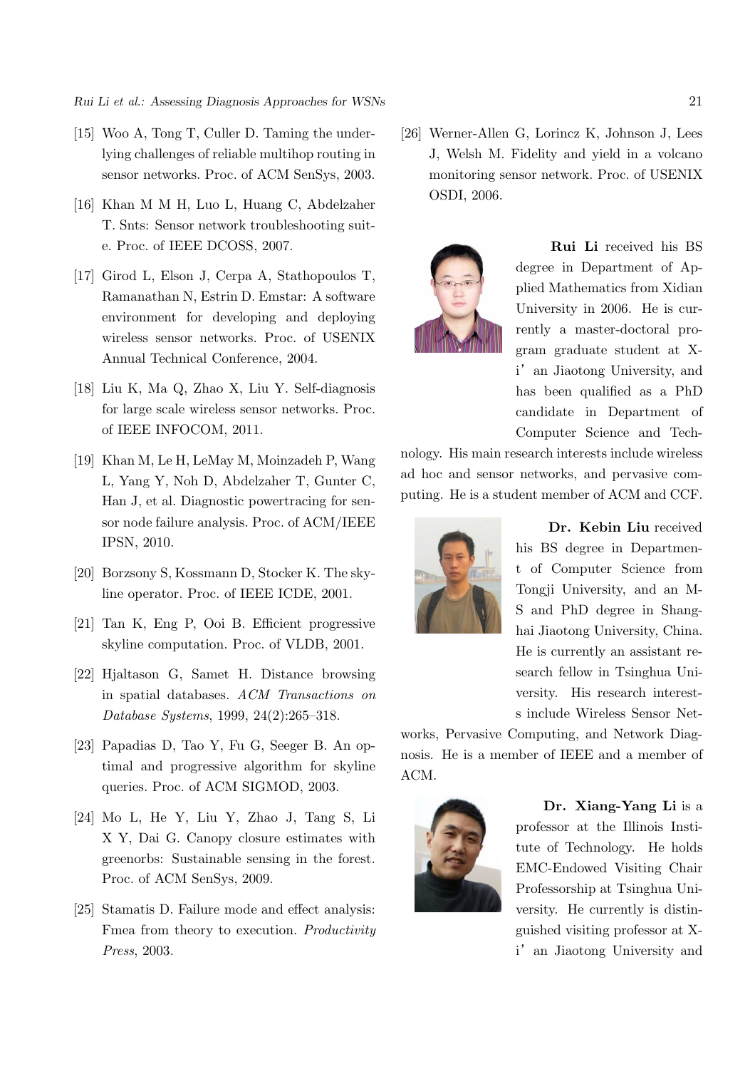[15] Woo A, Tong T, Culler D. Taming the underlying challenges of reliable multihop routing in sensor networks. Proc. of ACM SenSys, 2003.

[16] Khan M M H, Luo L, Huang C, Abdelzaher T. Snts: Sensor network troubleshooting suite. Proc. of IEEE DCOSS, 2007.

[17] Girod L, Elson J, Cerpa A, Stathopoulos T, Ramanathan N, Estrin D. Emstar: A software environment for developing and deploying wireless sensor networks. Proc. of USENIX Annual Technical Conference, 2004.

[18] Liu K, Ma Q, Zhao X, Liu Y. Self-diagnosis for large scale wireless sensor networks. Proc. of IEEE INFOCOM, 2011.

[19] Khan M, Le H, LeMay M, Moinzadeh P, Wang L, Yang Y, Noh D, Abdelzaher T, Gunter C, Han J, et al. Diagnostic powertracing for sensor node failure analysis. Proc. of ACM/IEEE IPSN, 2010.

[20] Borzsony S, Kossmann D, Stocker K. The skyline operator. Proc. of IEEE ICDE, 2001.

[21] Tan K, Eng P, Ooi B. Efficient progressive skyline computation. Proc. of VLDB, 2001.

[22] Hjaltason G, Samet H. Distance browsing in spatial databases. *ACM Transactions on Database Systems*, 1999, 24(2):265–318.

[23] Papadias D, Tao Y, Fu G, Seeger B. An optimal and progressive algorithm for skyline queries. Proc. of ACM SIGMOD, 2003.

[24] Mo L, He Y, Liu Y, Zhao J, Tang S, Li X Y, Dai G. Canopy closure estimates with greenorbs: Sustainable sensing in the forest. Proc. of ACM SenSys, 2009.

[25] Stamatis D. Failure mode and effect analysis: Fmea from theory to execution. *Productivity Press*, 2003.

[26] Werner-Allen G, Lorincz K, Johnson J, Lees J, Welsh M. Fidelity and yield in a volcano monitoring sensor network. Proc. of USENIX OSDI, 2006.

**Rui Li** received his BS degree in Department of Applied Mathematics from Xidian University in 2006. He is currently a master-doctoral program graduate student at Xi'an Jiaotong University, and has been qualified as a PhD candidate in Department of Computer Science and Technology. His main research interests include wireless ad hoc and sensor networks, and pervasive computing. He is a student member of ACM and CCF.

**Dr. Kebin Liu** received his BS degree in Department of Computer Science from Tongji University, and an MS and PhD degree in Shanghai Jiaotong University, China. He is currently an assistant research fellow in Tsinghua University. His research interests include Wireless Sensor Networks, Pervasive Computing, and Network Diagnosis. He is a member of IEEE and a member of ACM.

**Dr. Xiang-Yang Li** is a professor at the Illinois Institute of Technology. He holds EMC-Endowed Visiting Chair Professorship at Tsinghua University. He currently is distinguished visiting professor at Xi'an Jiaotong University and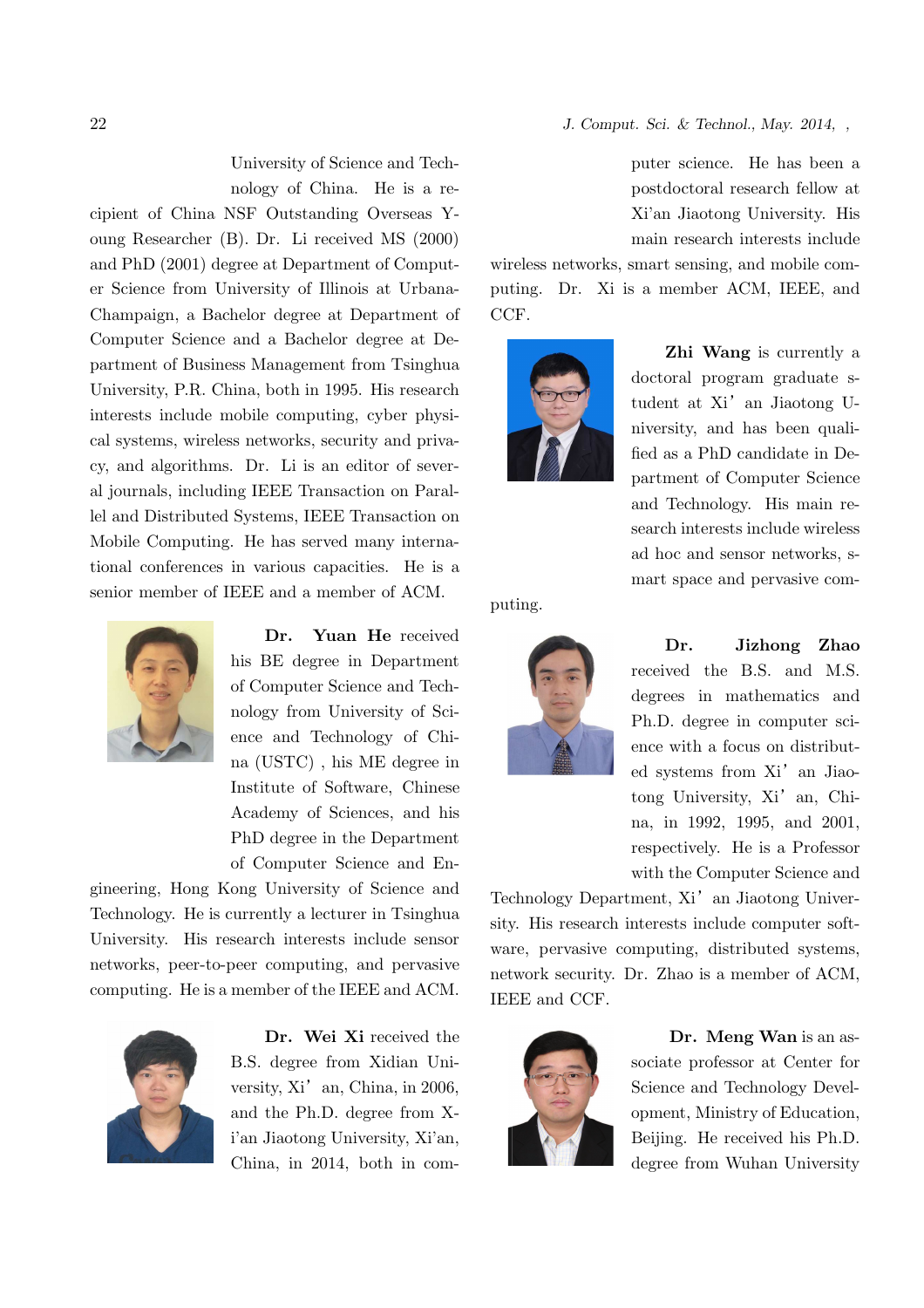University of Science and Technology of China. He is a recipient of China NSF Outstanding Overseas Young Researcher (B). Dr. Li received MS (2000) and PhD (2001) degree at Department of Computer Science from University of Illinois at Urbana-Champaign, a Bachelor degree at Department of Computer Science and a Bachelor degree at Department of Business Management from Tsinghua University, P.R. China, both in 1995. His research interests include mobile computing, cyber physical systems, wireless networks, security and privacy, and algorithms. Dr. Li is an editor of several journals, including IEEE Transaction on Parallel and Distributed Systems, IEEE Transaction on Mobile Computing. He has served many international conferences in various capacities. He is a senior member of IEEE and a member of ACM.

**Dr. Yuan He** received his BE degree in Department of Computer Science and Technology from University of Science and Technology of China (USTC) , his ME degree in Institute of Software, Chinese Academy of Sciences, and his PhD degree in the Department of Computer Science and Engineering, Hong Kong University of Science and Technology. He is currently a lecturer in Tsinghua University. His research interests include sensor networks, peer-to-peer computing, and pervasive computing. He is a member of the IEEE and ACM.

**Dr. Wei Xi** received the B.S. degree from Xidian University, Xi'an, China, in 2006, and the Ph.D. degree from Xi'an Jiaotong University, Xi'an, China, in 2014, both in computer science. He has been a postdoctoral research fellow at Xi'an Jiaotong University. His main research interests include wireless networks, smart sensing, and mobile computing. Dr. Xi is a member ACM, IEEE, and CCF.

**Zhi Wang** is currently a doctoral program graduate student at Xi'an Jiaotong University, and has been qualified as a PhD candidate in Department of Computer Science and Technology. His main research interests include wireless ad hoc and sensor networks, smart space and pervasive computing.

**Dr. Jizhong Zhao** received the B.S. and M.S. degrees in mathematics and Ph.D. degree in computer science with a focus on distributed systems from Xi'an Jiaotong University, Xi'an, China, in 1992, 1995, and 2001, respectively. He is a Professor with the Computer Science and Technology Department, Xi'an Jiaotong University. His research interests include computer software, pervasive computing, distributed systems, network security. Dr. Zhao is a member of ACM, IEEE and CCF.

**Dr. Meng Wan** is an associate professor at Center for Science and Technology Development, Ministry of Education, Beijing. He received his Ph.D. degree from Wuhan University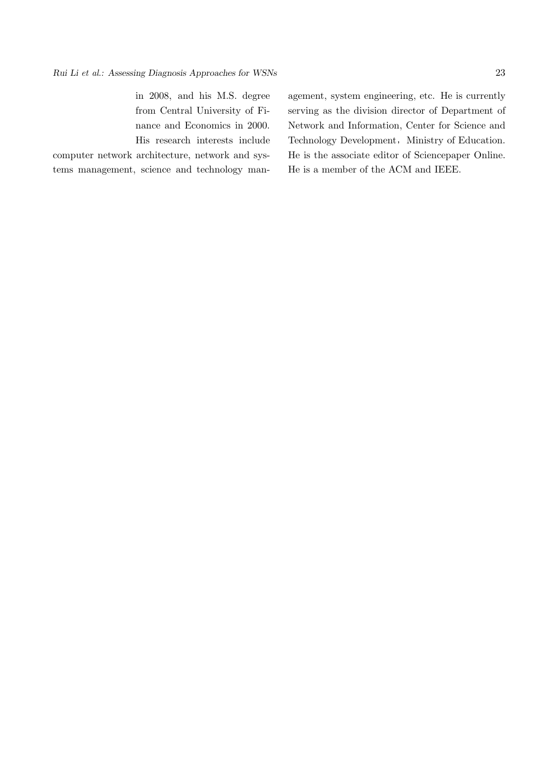in 2008, and his M.S. degree from Central University of Finance and Economics in 2000. His research interests include computer network architecture, network and systems management, science and technology management, system engineering, etc. He is currently serving as the division director of Department of Network and Information, Center for Science and Technology Development，Ministry of Education. He is the associate editor of Sciencepaper Online. He is a member of the ACM and IEEE.